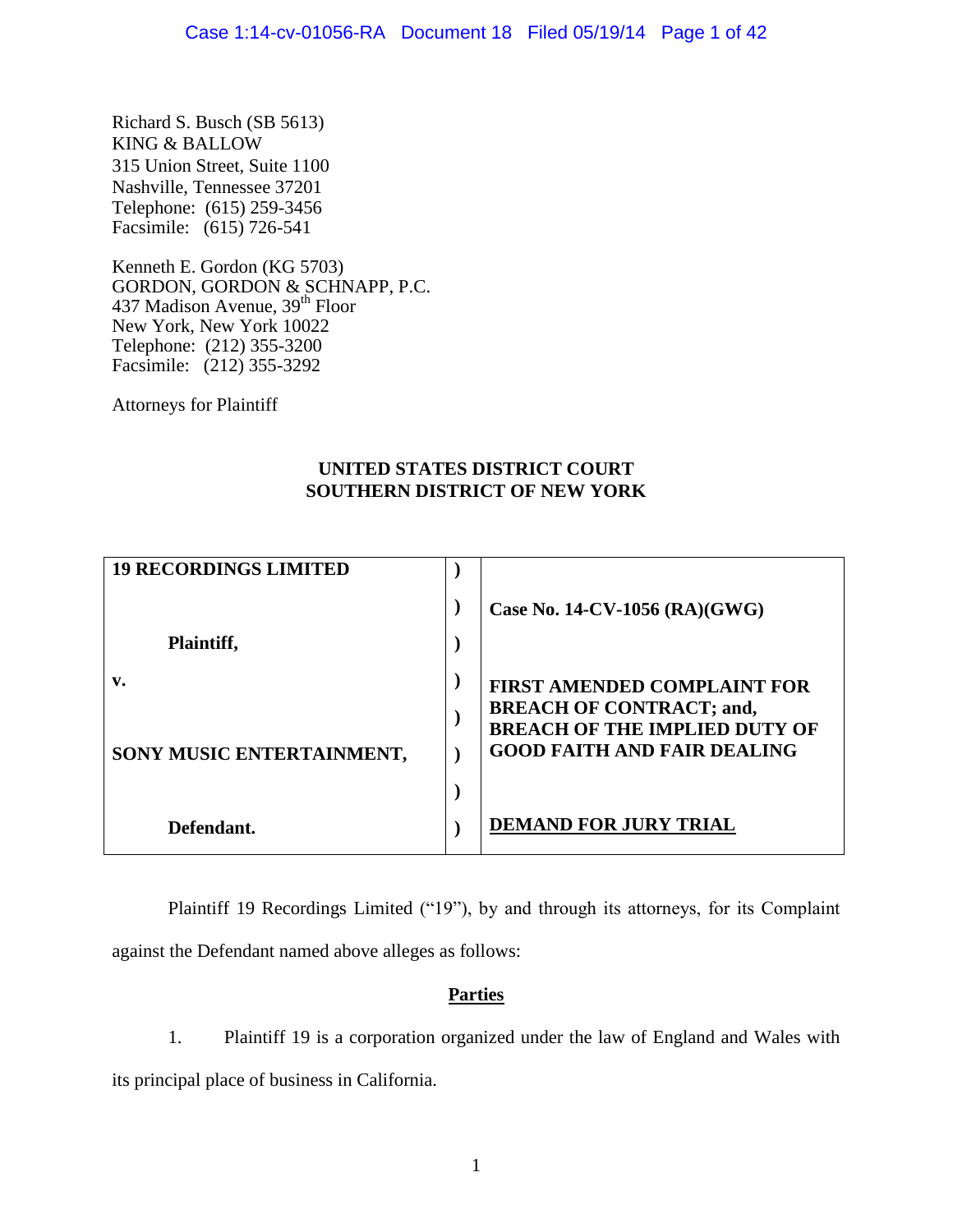Richard S. Busch (SB 5613)
KING & BALLOW
315 Union Street, Suite 1100
Nashville, Tennessee 37201
Telephone: (615) 259-3456
Facsimile: (615) 726-541

Kenneth E. Gordon (KG 5703)
GORDON, GORDON & SCHNAPP, P.C.
437 Madison Avenue, 39th Floor
New York, New York 10022
Telephone: (212) 355-3200
Facsimile: (212) 355-3292

Attorneys for Plaintiff

**UNITED STATES DISTRICT COURT**
**SOUTHERN DISTRICT OF NEW YORK**

| | | |
|---|---|---|
| **19 RECORDINGS LIMITED** | ) | |
| | ) | **Case No. 14-CV-1056 (RA)(GWG)** |
| **Plaintiff,** | ) | |
| **v.** | ) | **FIRST AMENDED COMPLAINT FOR BREACH OF CONTRACT; and, BREACH OF THE IMPLIED DUTY OF GOOD FAITH AND FAIR DEALING** |
| | ) | |
| **SONY MUSIC ENTERTAINMENT,** | ) | |
| | ) | |
| **Defendant.** | ) | **DEMAND FOR JURY TRIAL** |

Plaintiff 19 Recordings Limited ("19"), by and through its attorneys, for its Complaint against the Defendant named above alleges as follows:

## Parties

1. Plaintiff 19 is a corporation organized under the law of England and Wales with its principal place of business in California.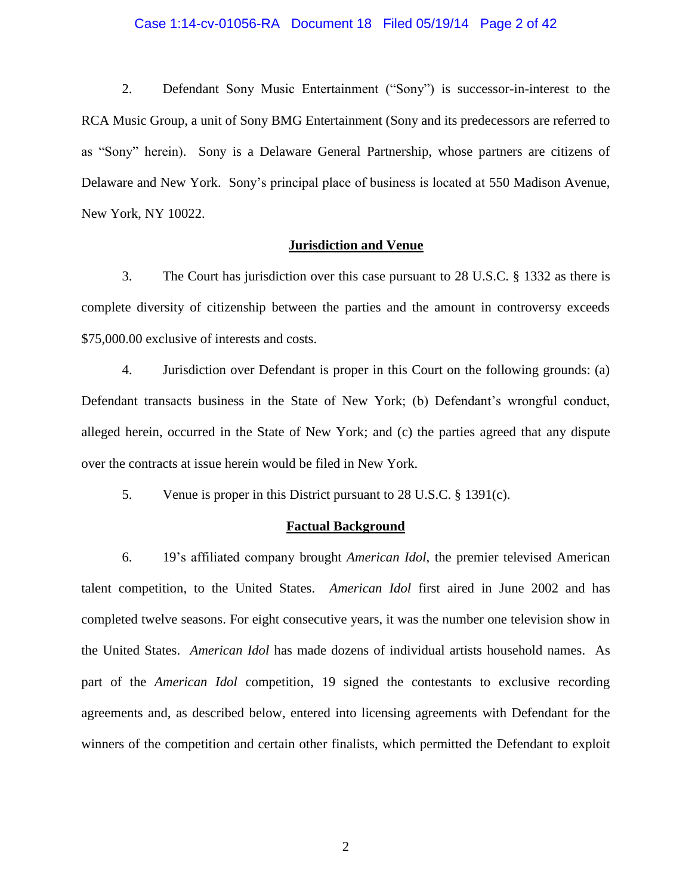2. Defendant Sony Music Entertainment ("Sony") is successor-in-interest to the RCA Music Group, a unit of Sony BMG Entertainment (Sony and its predecessors are referred to as "Sony" herein). Sony is a Delaware General Partnership, whose partners are citizens of Delaware and New York. Sony's principal place of business is located at 550 Madison Avenue, New York, NY 10022.

## Jurisdiction and Venue

3. The Court has jurisdiction over this case pursuant to 28 U.S.C. § 1332 as there is complete diversity of citizenship between the parties and the amount in controversy exceeds $75,000.00 exclusive of interests and costs.

4. Jurisdiction over Defendant is proper in this Court on the following grounds: (a) Defendant transacts business in the State of New York; (b) Defendant's wrongful conduct, alleged herein, occurred in the State of New York; and (c) the parties agreed that any dispute over the contracts at issue herein would be filed in New York.

5. Venue is proper in this District pursuant to 28 U.S.C. § 1391(c).

## Factual Background

6. 19's affiliated company brought *American Idol*, the premier televised American talent competition, to the United States. *American Idol* first aired in June 2002 and has completed twelve seasons. For eight consecutive years, it was the number one television show in the United States. *American Idol* has made dozens of individual artists household names. As part of the *American Idol* competition, 19 signed the contestants to exclusive recording agreements and, as described below, entered into licensing agreements with Defendant for the winners of the competition and certain other finalists, which permitted the Defendant to exploit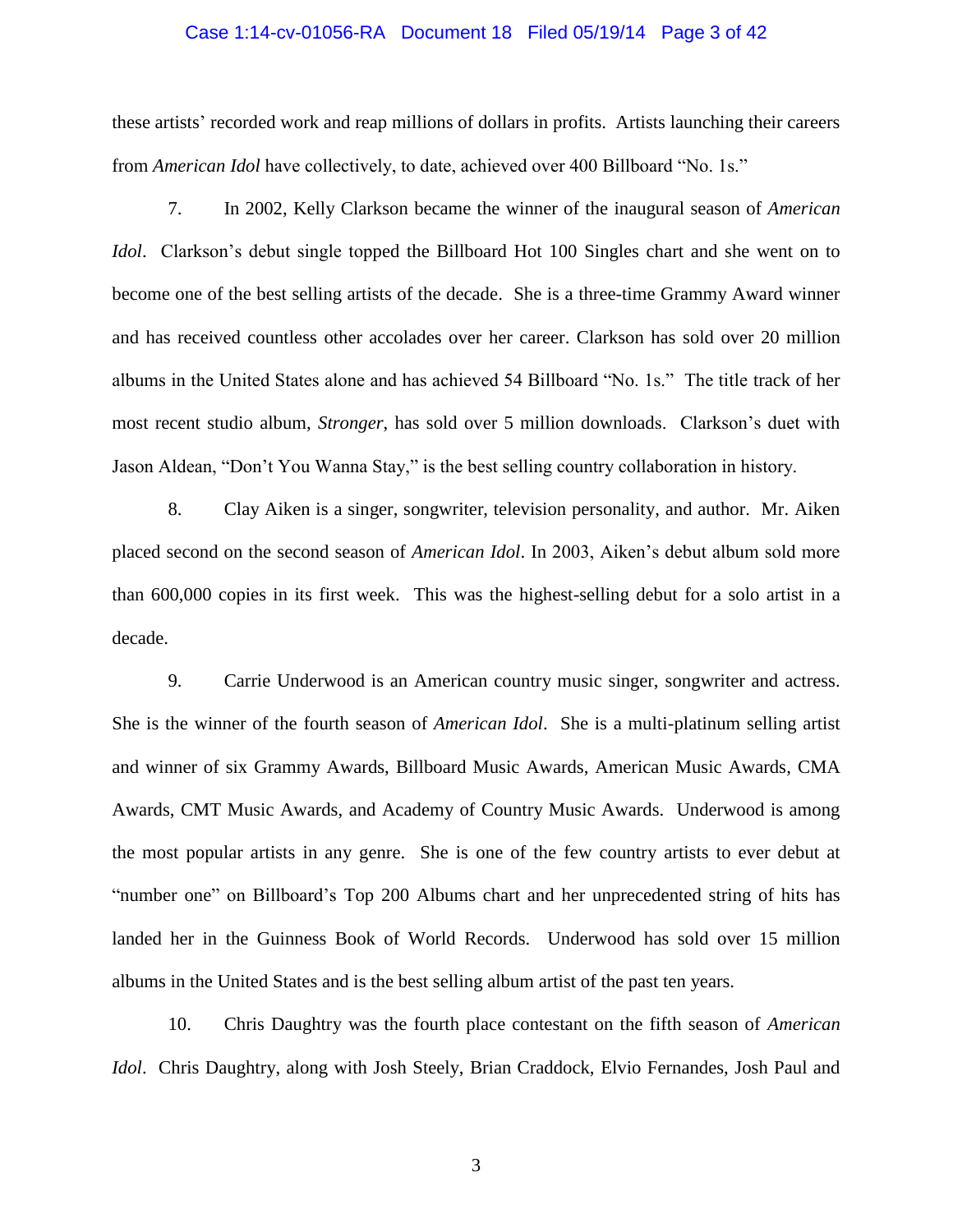these artists' recorded work and reap millions of dollars in profits. Artists launching their careers from *American Idol* have collectively, to date, achieved over 400 Billboard "No. 1s."

7. In 2002, Kelly Clarkson became the winner of the inaugural season of *American Idol*. Clarkson's debut single topped the Billboard Hot 100 Singles chart and she went on to become one of the best selling artists of the decade. She is a three-time Grammy Award winner and has received countless other accolades over her career. Clarkson has sold over 20 million albums in the United States alone and has achieved 54 Billboard "No. 1s." The title track of her most recent studio album, *Stronger*, has sold over 5 million downloads. Clarkson's duet with Jason Aldean, "Don't You Wanna Stay," is the best selling country collaboration in history.

8. Clay Aiken is a singer, songwriter, television personality, and author. Mr. Aiken placed second on the second season of *American Idol*. In 2003, Aiken's debut album sold more than 600,000 copies in its first week. This was the highest-selling debut for a solo artist in a decade.

9. Carrie Underwood is an American country music singer, songwriter and actress. She is the winner of the fourth season of *American Idol*. She is a multi-platinum selling artist and winner of six Grammy Awards, Billboard Music Awards, American Music Awards, CMA Awards, CMT Music Awards, and Academy of Country Music Awards. Underwood is among the most popular artists in any genre. She is one of the few country artists to ever debut at "number one" on Billboard's Top 200 Albums chart and her unprecedented string of hits has landed her in the Guinness Book of World Records. Underwood has sold over 15 million albums in the United States and is the best selling album artist of the past ten years.

10. Chris Daughtry was the fourth place contestant on the fifth season of *American Idol*. Chris Daughtry, along with Josh Steely, Brian Craddock, Elvio Fernandes, Josh Paul and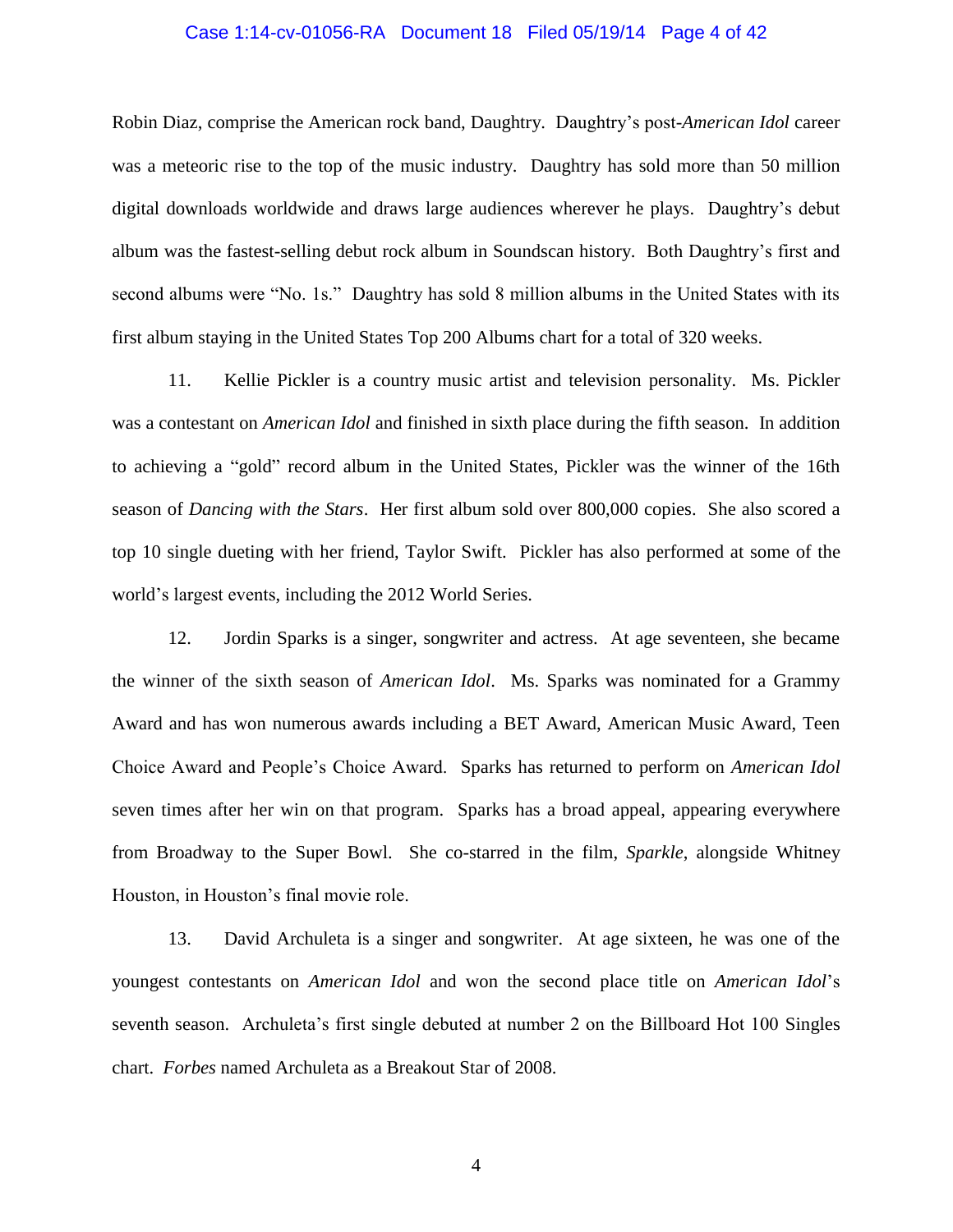Robin Diaz, comprise the American rock band, Daughtry. Daughtry's post-*American Idol* career was a meteoric rise to the top of the music industry. Daughtry has sold more than 50 million digital downloads worldwide and draws large audiences wherever he plays. Daughtry's debut album was the fastest-selling debut rock album in Soundscan history. Both Daughtry's first and second albums were "No. 1s." Daughtry has sold 8 million albums in the United States with its first album staying in the United States Top 200 Albums chart for a total of 320 weeks.

11. Kellie Pickler is a country music artist and television personality. Ms. Pickler was a contestant on *American Idol* and finished in sixth place during the fifth season. In addition to achieving a "gold" record album in the United States, Pickler was the winner of the 16th season of *Dancing with the Stars*. Her first album sold over 800,000 copies. She also scored a top 10 single dueting with her friend, Taylor Swift. Pickler has also performed at some of the world's largest events, including the 2012 World Series.

12. Jordin Sparks is a singer, songwriter and actress. At age seventeen, she became the winner of the sixth season of *American Idol*. Ms. Sparks was nominated for a Grammy Award and has won numerous awards including a BET Award, American Music Award, Teen Choice Award and People's Choice Award. Sparks has returned to perform on *American Idol* seven times after her win on that program. Sparks has a broad appeal, appearing everywhere from Broadway to the Super Bowl. She co-starred in the film, *Sparkle*, alongside Whitney Houston, in Houston's final movie role.

13. David Archuleta is a singer and songwriter. At age sixteen, he was one of the youngest contestants on *American Idol* and won the second place title on *American Idol*'s seventh season. Archuleta's first single debuted at number 2 on the Billboard Hot 100 Singles chart. *Forbes* named Archuleta as a Breakout Star of 2008.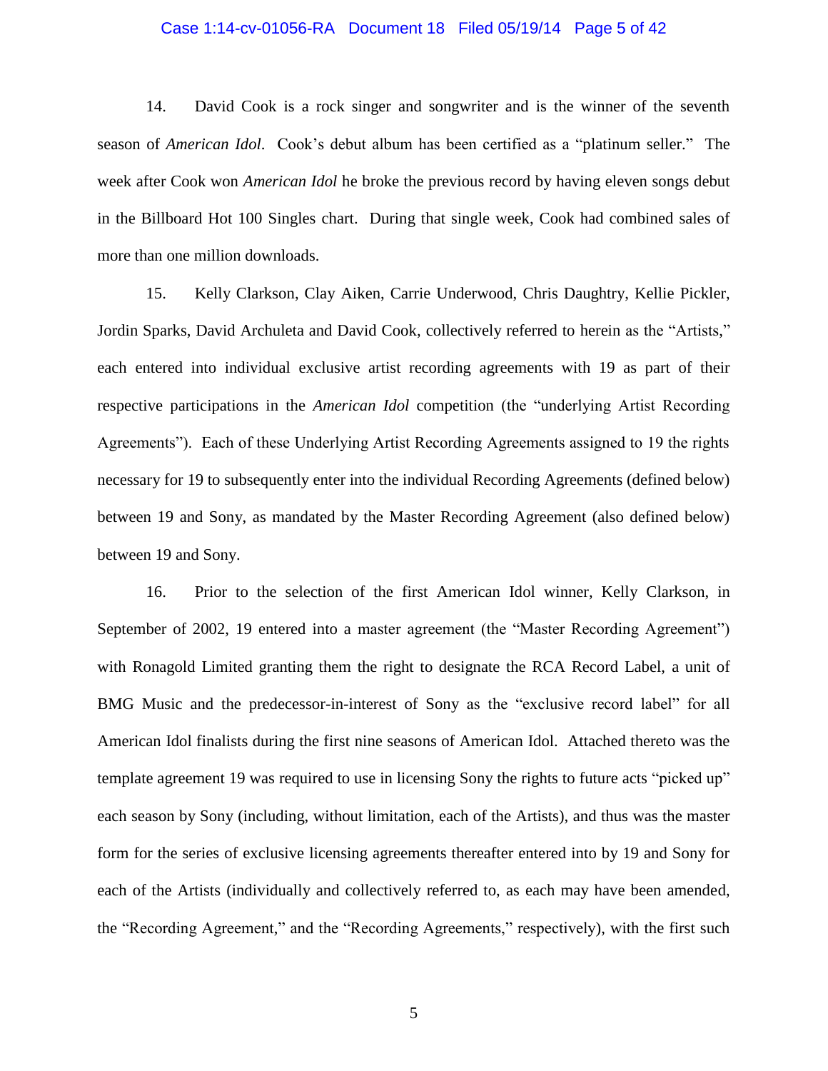14. David Cook is a rock singer and songwriter and is the winner of the seventh season of *American Idol*. Cook's debut album has been certified as a "platinum seller." The week after Cook won *American Idol* he broke the previous record by having eleven songs debut in the Billboard Hot 100 Singles chart. During that single week, Cook had combined sales of more than one million downloads.

15. Kelly Clarkson, Clay Aiken, Carrie Underwood, Chris Daughtry, Kellie Pickler, Jordin Sparks, David Archuleta and David Cook, collectively referred to herein as the "Artists," each entered into individual exclusive artist recording agreements with 19 as part of their respective participations in the *American Idol* competition (the "underlying Artist Recording Agreements"). Each of these Underlying Artist Recording Agreements assigned to 19 the rights necessary for 19 to subsequently enter into the individual Recording Agreements (defined below) between 19 and Sony, as mandated by the Master Recording Agreement (also defined below) between 19 and Sony.

16. Prior to the selection of the first American Idol winner, Kelly Clarkson, in September of 2002, 19 entered into a master agreement (the "Master Recording Agreement") with Ronagold Limited granting them the right to designate the RCA Record Label, a unit of BMG Music and the predecessor-in-interest of Sony as the "exclusive record label" for all American Idol finalists during the first nine seasons of American Idol. Attached thereto was the template agreement 19 was required to use in licensing Sony the rights to future acts "picked up" each season by Sony (including, without limitation, each of the Artists), and thus was the master form for the series of exclusive licensing agreements thereafter entered into by 19 and Sony for each of the Artists (individually and collectively referred to, as each may have been amended, the "Recording Agreement," and the "Recording Agreements," respectively), with the first such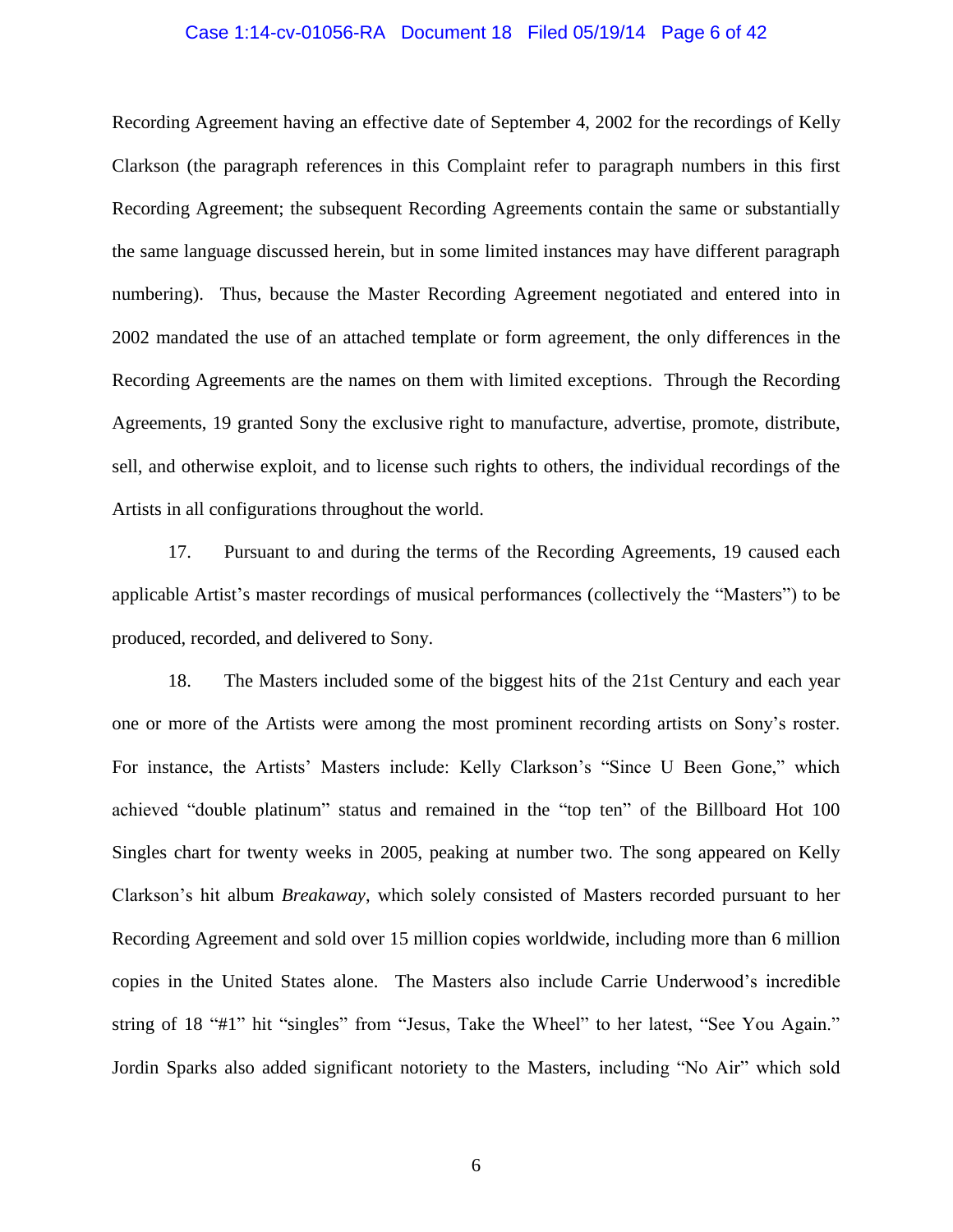Recording Agreement having an effective date of September 4, 2002 for the recordings of Kelly Clarkson (the paragraph references in this Complaint refer to paragraph numbers in this first Recording Agreement; the subsequent Recording Agreements contain the same or substantially the same language discussed herein, but in some limited instances may have different paragraph numbering). Thus, because the Master Recording Agreement negotiated and entered into in 2002 mandated the use of an attached template or form agreement, the only differences in the Recording Agreements are the names on them with limited exceptions. Through the Recording Agreements, 19 granted Sony the exclusive right to manufacture, advertise, promote, distribute, sell, and otherwise exploit, and to license such rights to others, the individual recordings of the Artists in all configurations throughout the world.

17. Pursuant to and during the terms of the Recording Agreements, 19 caused each applicable Artist's master recordings of musical performances (collectively the "Masters") to be produced, recorded, and delivered to Sony.

18. The Masters included some of the biggest hits of the 21st Century and each year one or more of the Artists were among the most prominent recording artists on Sony's roster. For instance, the Artists' Masters include: Kelly Clarkson's "Since U Been Gone," which achieved "double platinum" status and remained in the "top ten" of the Billboard Hot 100 Singles chart for twenty weeks in 2005, peaking at number two. The song appeared on Kelly Clarkson's hit album *Breakaway*, which solely consisted of Masters recorded pursuant to her Recording Agreement and sold over 15 million copies worldwide, including more than 6 million copies in the United States alone. The Masters also include Carrie Underwood's incredible string of 18 "#1" hit "singles" from "Jesus, Take the Wheel" to her latest, "See You Again." Jordin Sparks also added significant notoriety to the Masters, including "No Air" which sold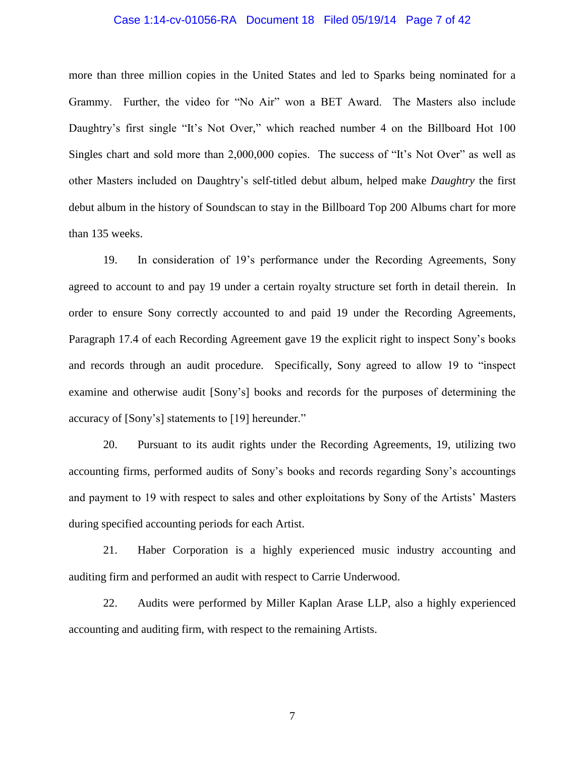more than three million copies in the United States and led to Sparks being nominated for a Grammy. Further, the video for "No Air" won a BET Award. The Masters also include Daughtry's first single "It's Not Over," which reached number 4 on the Billboard Hot 100 Singles chart and sold more than 2,000,000 copies. The success of "It's Not Over" as well as other Masters included on Daughtry's self-titled debut album, helped make *Daughtry* the first debut album in the history of Soundscan to stay in the Billboard Top 200 Albums chart for more than 135 weeks.

19. In consideration of 19's performance under the Recording Agreements, Sony agreed to account to and pay 19 under a certain royalty structure set forth in detail therein. In order to ensure Sony correctly accounted to and paid 19 under the Recording Agreements, Paragraph 17.4 of each Recording Agreement gave 19 the explicit right to inspect Sony's books and records through an audit procedure. Specifically, Sony agreed to allow 19 to "inspect examine and otherwise audit [Sony's] books and records for the purposes of determining the accuracy of [Sony's] statements to [19] hereunder."

20. Pursuant to its audit rights under the Recording Agreements, 19, utilizing two accounting firms, performed audits of Sony's books and records regarding Sony's accountings and payment to 19 with respect to sales and other exploitations by Sony of the Artists' Masters during specified accounting periods for each Artist.

21. Haber Corporation is a highly experienced music industry accounting and auditing firm and performed an audit with respect to Carrie Underwood.

22. Audits were performed by Miller Kaplan Arase LLP, also a highly experienced accounting and auditing firm, with respect to the remaining Artists.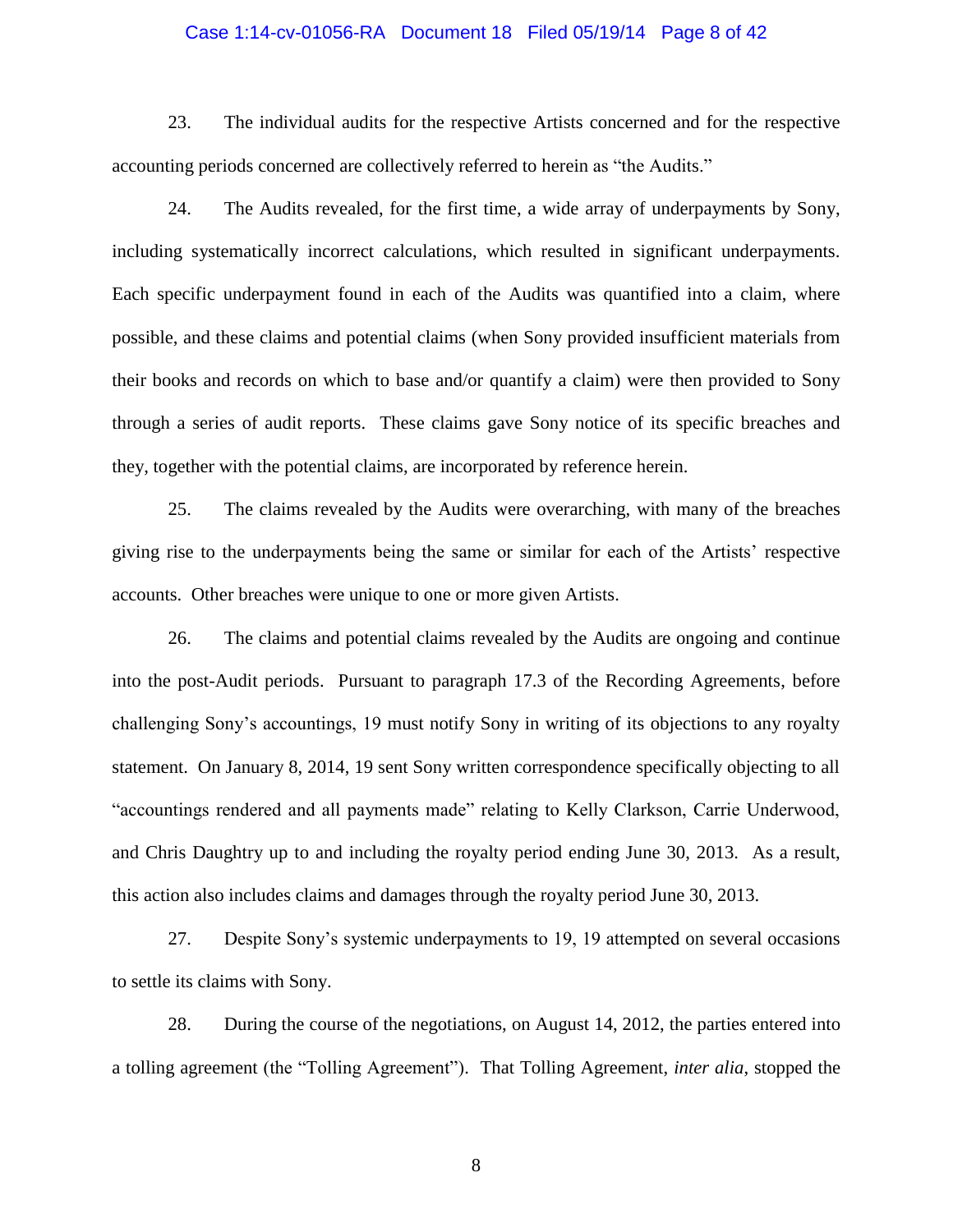23. The individual audits for the respective Artists concerned and for the respective accounting periods concerned are collectively referred to herein as "the Audits."

24. The Audits revealed, for the first time, a wide array of underpayments by Sony, including systematically incorrect calculations, which resulted in significant underpayments. Each specific underpayment found in each of the Audits was quantified into a claim, where possible, and these claims and potential claims (when Sony provided insufficient materials from their books and records on which to base and/or quantify a claim) were then provided to Sony through a series of audit reports. These claims gave Sony notice of its specific breaches and they, together with the potential claims, are incorporated by reference herein.

25. The claims revealed by the Audits were overarching, with many of the breaches giving rise to the underpayments being the same or similar for each of the Artists' respective accounts. Other breaches were unique to one or more given Artists.

26. The claims and potential claims revealed by the Audits are ongoing and continue into the post-Audit periods. Pursuant to paragraph 17.3 of the Recording Agreements, before challenging Sony's accountings, 19 must notify Sony in writing of its objections to any royalty statement. On January 8, 2014, 19 sent Sony written correspondence specifically objecting to all "accountings rendered and all payments made" relating to Kelly Clarkson, Carrie Underwood, and Chris Daughtry up to and including the royalty period ending June 30, 2013. As a result, this action also includes claims and damages through the royalty period June 30, 2013.

27. Despite Sony's systemic underpayments to 19, 19 attempted on several occasions to settle its claims with Sony.

28. During the course of the negotiations, on August 14, 2012, the parties entered into a tolling agreement (the "Tolling Agreement"). That Tolling Agreement, *inter alia*, stopped the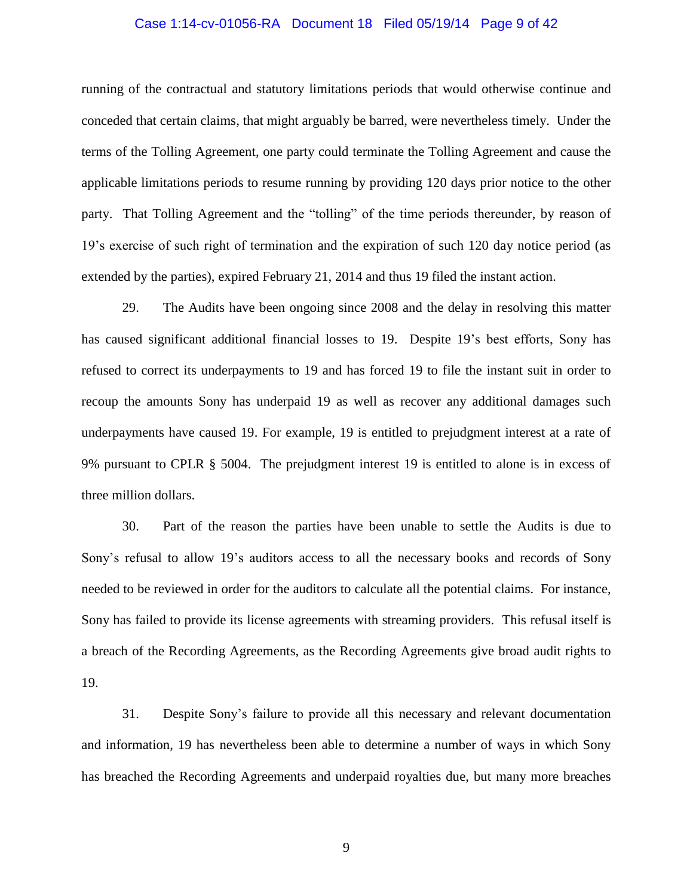running of the contractual and statutory limitations periods that would otherwise continue and conceded that certain claims, that might arguably be barred, were nevertheless timely. Under the terms of the Tolling Agreement, one party could terminate the Tolling Agreement and cause the applicable limitations periods to resume running by providing 120 days prior notice to the other party. That Tolling Agreement and the "tolling" of the time periods thereunder, by reason of 19's exercise of such right of termination and the expiration of such 120 day notice period (as extended by the parties), expired February 21, 2014 and thus 19 filed the instant action.

29. The Audits have been ongoing since 2008 and the delay in resolving this matter has caused significant additional financial losses to 19. Despite 19's best efforts, Sony has refused to correct its underpayments to 19 and has forced 19 to file the instant suit in order to recoup the amounts Sony has underpaid 19 as well as recover any additional damages such underpayments have caused 19. For example, 19 is entitled to prejudgment interest at a rate of 9% pursuant to CPLR § 5004. The prejudgment interest 19 is entitled to alone is in excess of three million dollars.

30. Part of the reason the parties have been unable to settle the Audits is due to Sony's refusal to allow 19's auditors access to all the necessary books and records of Sony needed to be reviewed in order for the auditors to calculate all the potential claims. For instance, Sony has failed to provide its license agreements with streaming providers. This refusal itself is a breach of the Recording Agreements, as the Recording Agreements give broad audit rights to 19.

31. Despite Sony's failure to provide all this necessary and relevant documentation and information, 19 has nevertheless been able to determine a number of ways in which Sony has breached the Recording Agreements and underpaid royalties due, but many more breaches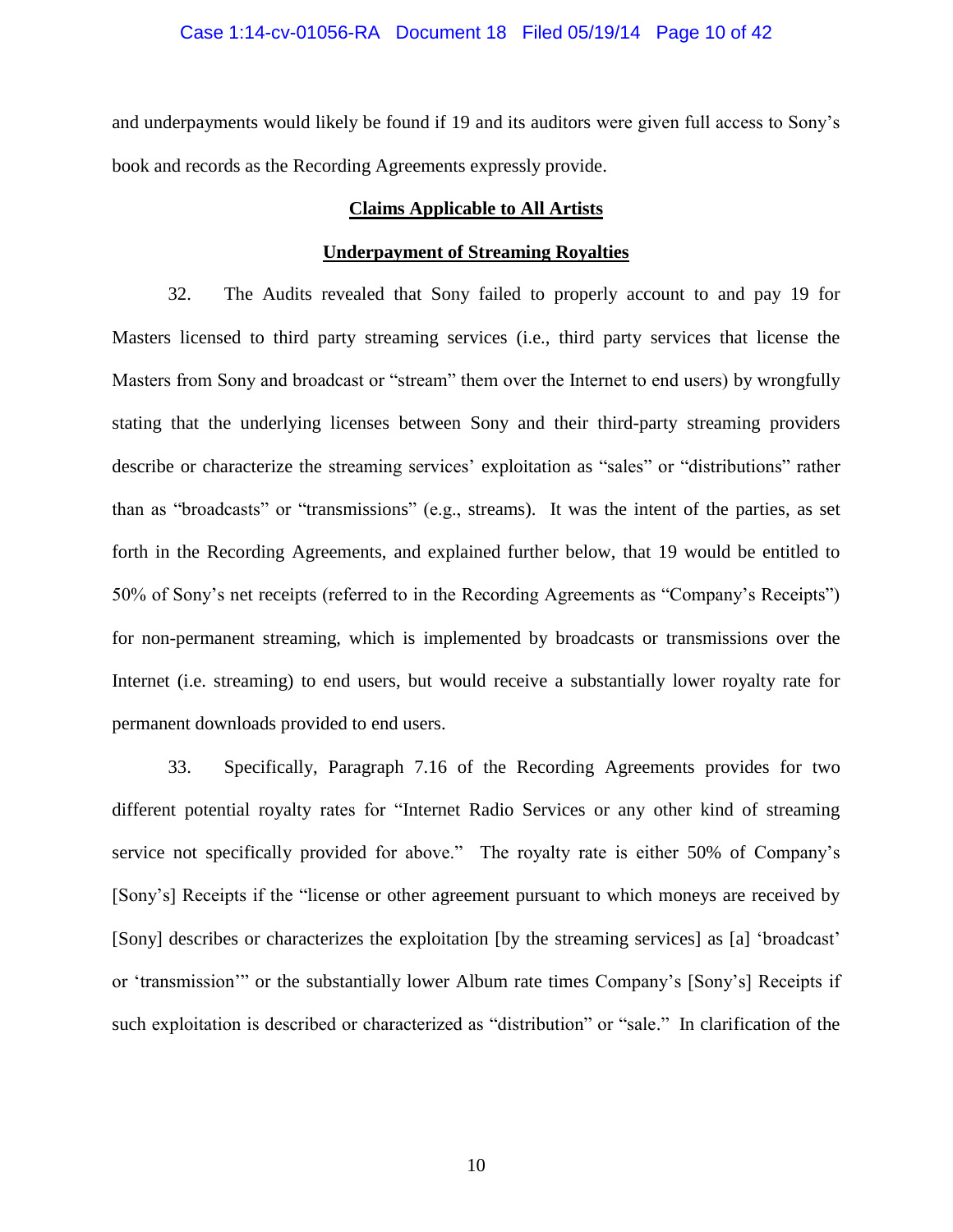and underpayments would likely be found if 19 and its auditors were given full access to Sony's book and records as the Recording Agreements expressly provide.

**Claims Applicable to All Artists**

**Underpayment of Streaming Royalties**

32. The Audits revealed that Sony failed to properly account to and pay 19 for Masters licensed to third party streaming services (i.e., third party services that license the Masters from Sony and broadcast or "stream" them over the Internet to end users) by wrongfully stating that the underlying licenses between Sony and their third-party streaming providers describe or characterize the streaming services' exploitation as "sales" or "distributions" rather than as "broadcasts" or "transmissions" (e.g., streams). It was the intent of the parties, as set forth in the Recording Agreements, and explained further below, that 19 would be entitled to 50% of Sony's net receipts (referred to in the Recording Agreements as "Company's Receipts") for non-permanent streaming, which is implemented by broadcasts or transmissions over the Internet (i.e. streaming) to end users, but would receive a substantially lower royalty rate for permanent downloads provided to end users.

33. Specifically, Paragraph 7.16 of the Recording Agreements provides for two different potential royalty rates for "Internet Radio Services or any other kind of streaming service not specifically provided for above." The royalty rate is either 50% of Company's [Sony's] Receipts if the "license or other agreement pursuant to which moneys are received by [Sony] describes or characterizes the exploitation [by the streaming services] as [a] 'broadcast' or 'transmission'" or the substantially lower Album rate times Company's [Sony's] Receipts if such exploitation is described or characterized as "distribution" or "sale." In clarification of the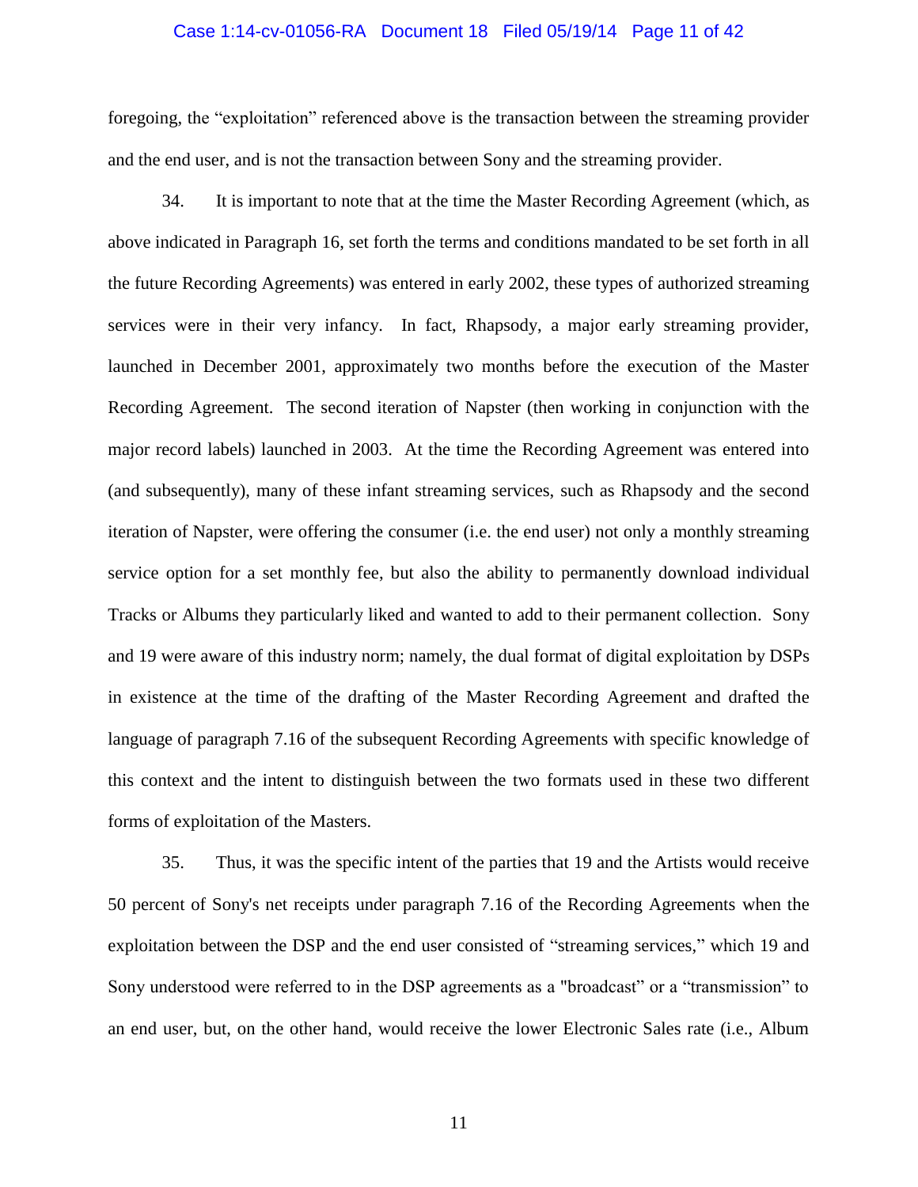foregoing, the "exploitation" referenced above is the transaction between the streaming provider and the end user, and is not the transaction between Sony and the streaming provider.

34. It is important to note that at the time the Master Recording Agreement (which, as above indicated in Paragraph 16, set forth the terms and conditions mandated to be set forth in all the future Recording Agreements) was entered in early 2002, these types of authorized streaming services were in their very infancy. In fact, Rhapsody, a major early streaming provider, launched in December 2001, approximately two months before the execution of the Master Recording Agreement. The second iteration of Napster (then working in conjunction with the major record labels) launched in 2003. At the time the Recording Agreement was entered into (and subsequently), many of these infant streaming services, such as Rhapsody and the second iteration of Napster, were offering the consumer (i.e. the end user) not only a monthly streaming service option for a set monthly fee, but also the ability to permanently download individual Tracks or Albums they particularly liked and wanted to add to their permanent collection. Sony and 19 were aware of this industry norm; namely, the dual format of digital exploitation by DSPs in existence at the time of the drafting of the Master Recording Agreement and drafted the language of paragraph 7.16 of the subsequent Recording Agreements with specific knowledge of this context and the intent to distinguish between the two formats used in these two different forms of exploitation of the Masters.

35. Thus, it was the specific intent of the parties that 19 and the Artists would receive 50 percent of Sony's net receipts under paragraph 7.16 of the Recording Agreements when the exploitation between the DSP and the end user consisted of "streaming services," which 19 and Sony understood were referred to in the DSP agreements as a "broadcast" or a "transmission" to an end user, but, on the other hand, would receive the lower Electronic Sales rate (i.e., Album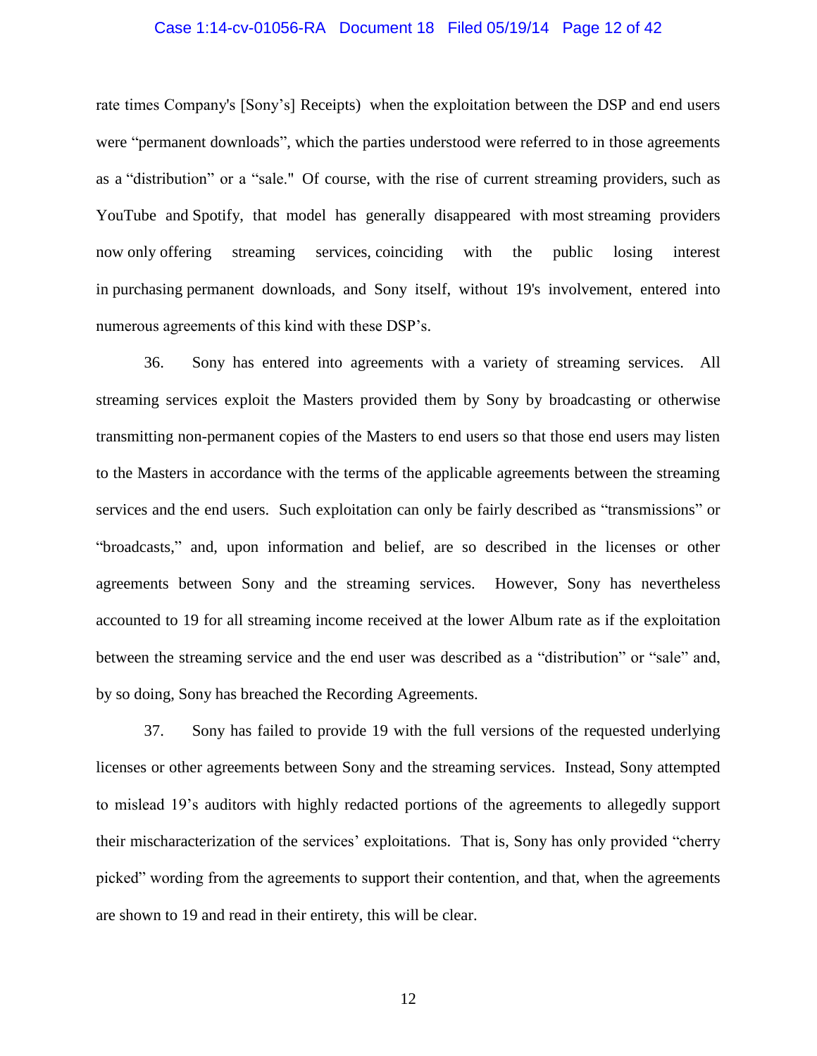rate times Company's [Sony's] Receipts) when the exploitation between the DSP and end users were "permanent downloads", which the parties understood were referred to in those agreements as a "distribution" or a "sale." Of course, with the rise of current streaming providers, such as YouTube and Spotify, that model has generally disappeared with most streaming providers now only offering streaming services, coinciding with the public losing interest in purchasing permanent downloads, and Sony itself, without 19's involvement, entered into numerous agreements of this kind with these DSP's.

36. Sony has entered into agreements with a variety of streaming services. All streaming services exploit the Masters provided them by Sony by broadcasting or otherwise transmitting non-permanent copies of the Masters to end users so that those end users may listen to the Masters in accordance with the terms of the applicable agreements between the streaming services and the end users. Such exploitation can only be fairly described as "transmissions" or "broadcasts," and, upon information and belief, are so described in the licenses or other agreements between Sony and the streaming services. However, Sony has nevertheless accounted to 19 for all streaming income received at the lower Album rate as if the exploitation between the streaming service and the end user was described as a "distribution" or "sale" and, by so doing, Sony has breached the Recording Agreements.

37. Sony has failed to provide 19 with the full versions of the requested underlying licenses or other agreements between Sony and the streaming services. Instead, Sony attempted to mislead 19's auditors with highly redacted portions of the agreements to allegedly support their mischaracterization of the services' exploitations. That is, Sony has only provided "cherry picked" wording from the agreements to support their contention, and that, when the agreements are shown to 19 and read in their entirety, this will be clear.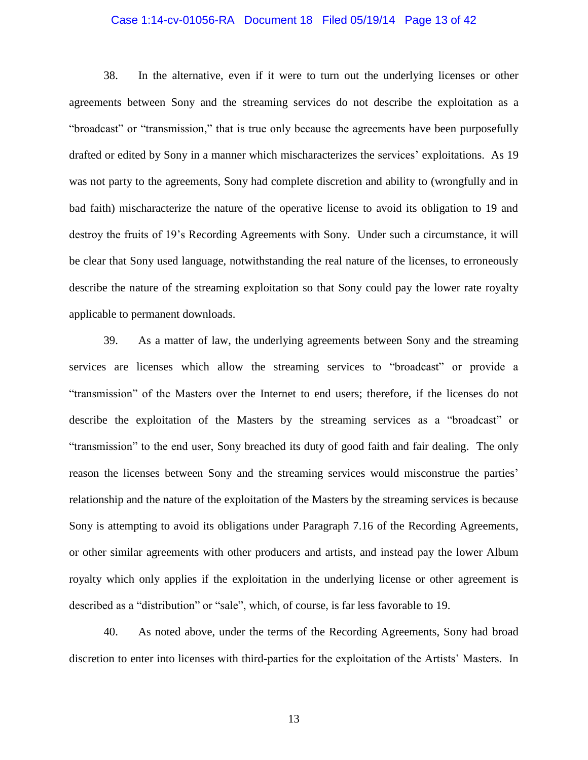38. In the alternative, even if it were to turn out the underlying licenses or other agreements between Sony and the streaming services do not describe the exploitation as a "broadcast" or "transmission," that is true only because the agreements have been purposefully drafted or edited by Sony in a manner which mischaracterizes the services' exploitations. As 19 was not party to the agreements, Sony had complete discretion and ability to (wrongfully and in bad faith) mischaracterize the nature of the operative license to avoid its obligation to 19 and destroy the fruits of 19's Recording Agreements with Sony. Under such a circumstance, it will be clear that Sony used language, notwithstanding the real nature of the licenses, to erroneously describe the nature of the streaming exploitation so that Sony could pay the lower rate royalty applicable to permanent downloads.

39. As a matter of law, the underlying agreements between Sony and the streaming services are licenses which allow the streaming services to "broadcast" or provide a "transmission" of the Masters over the Internet to end users; therefore, if the licenses do not describe the exploitation of the Masters by the streaming services as a "broadcast" or "transmission" to the end user, Sony breached its duty of good faith and fair dealing. The only reason the licenses between Sony and the streaming services would misconstrue the parties' relationship and the nature of the exploitation of the Masters by the streaming services is because Sony is attempting to avoid its obligations under Paragraph 7.16 of the Recording Agreements, or other similar agreements with other producers and artists, and instead pay the lower Album royalty which only applies if the exploitation in the underlying license or other agreement is described as a "distribution" or "sale", which, of course, is far less favorable to 19.

40. As noted above, under the terms of the Recording Agreements, Sony had broad discretion to enter into licenses with third-parties for the exploitation of the Artists' Masters. In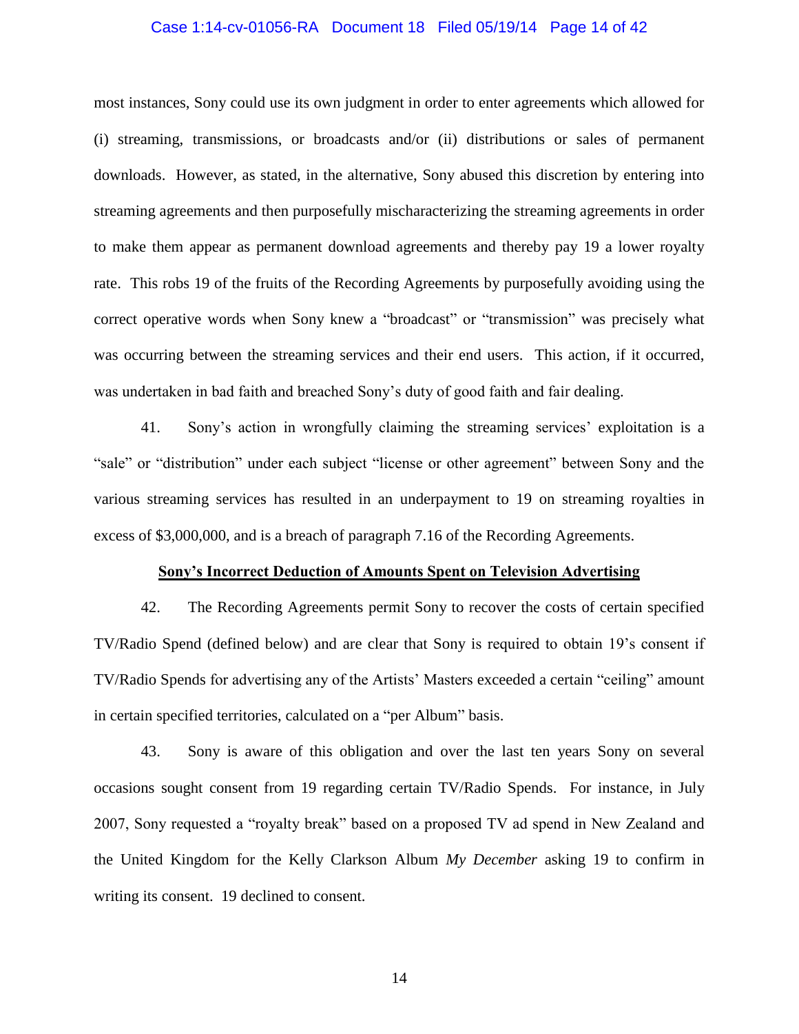most instances, Sony could use its own judgment in order to enter agreements which allowed for (i) streaming, transmissions, or broadcasts and/or (ii) distributions or sales of permanent downloads. However, as stated, in the alternative, Sony abused this discretion by entering into streaming agreements and then purposefully mischaracterizing the streaming agreements in order to make them appear as permanent download agreements and thereby pay 19 a lower royalty rate. This robs 19 of the fruits of the Recording Agreements by purposefully avoiding using the correct operative words when Sony knew a "broadcast" or "transmission" was precisely what was occurring between the streaming services and their end users. This action, if it occurred, was undertaken in bad faith and breached Sony's duty of good faith and fair dealing.

41. Sony's action in wrongfully claiming the streaming services' exploitation is a "sale" or "distribution" under each subject "license or other agreement" between Sony and the various streaming services has resulted in an underpayment to 19 on streaming royalties in excess of $3,000,000, and is a breach of paragraph 7.16 of the Recording Agreements.

**Sony's Incorrect Deduction of Amounts Spent on Television Advertising**

42. The Recording Agreements permit Sony to recover the costs of certain specified TV/Radio Spend (defined below) and are clear that Sony is required to obtain 19's consent if TV/Radio Spends for advertising any of the Artists' Masters exceeded a certain "ceiling" amount in certain specified territories, calculated on a "per Album" basis.

43. Sony is aware of this obligation and over the last ten years Sony on several occasions sought consent from 19 regarding certain TV/Radio Spends. For instance, in July 2007, Sony requested a "royalty break" based on a proposed TV ad spend in New Zealand and the United Kingdom for the Kelly Clarkson Album *My December* asking 19 to confirm in writing its consent. 19 declined to consent.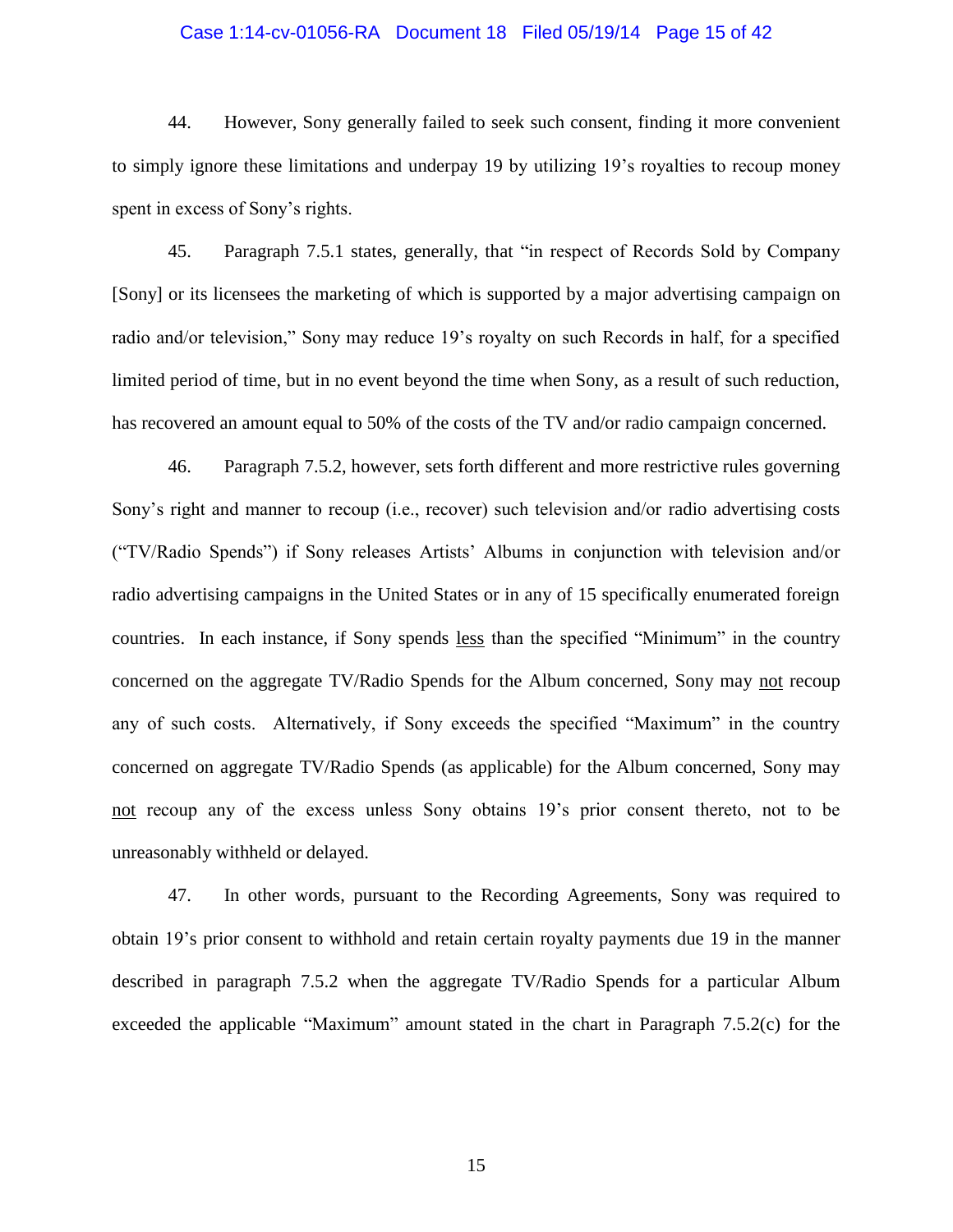44. However, Sony generally failed to seek such consent, finding it more convenient to simply ignore these limitations and underpay 19 by utilizing 19's royalties to recoup money spent in excess of Sony's rights.

45. Paragraph 7.5.1 states, generally, that "in respect of Records Sold by Company [Sony] or its licensees the marketing of which is supported by a major advertising campaign on radio and/or television," Sony may reduce 19's royalty on such Records in half, for a specified limited period of time, but in no event beyond the time when Sony, as a result of such reduction, has recovered an amount equal to 50% of the costs of the TV and/or radio campaign concerned.

46. Paragraph 7.5.2, however, sets forth different and more restrictive rules governing Sony's right and manner to recoup (i.e., recover) such television and/or radio advertising costs ("TV/Radio Spends") if Sony releases Artists' Albums in conjunction with television and/or radio advertising campaigns in the United States or in any of 15 specifically enumerated foreign countries. In each instance, if Sony spends <u>less</u> than the specified "Minimum" in the country concerned on the aggregate TV/Radio Spends for the Album concerned, Sony may <u>not</u> recoup any of such costs. Alternatively, if Sony exceeds the specified "Maximum" in the country concerned on aggregate TV/Radio Spends (as applicable) for the Album concerned, Sony may <u>not</u> recoup any of the excess unless Sony obtains 19's prior consent thereto, not to be unreasonably withheld or delayed.

47. In other words, pursuant to the Recording Agreements, Sony was required to obtain 19's prior consent to withhold and retain certain royalty payments due 19 in the manner described in paragraph 7.5.2 when the aggregate TV/Radio Spends for a particular Album exceeded the applicable "Maximum" amount stated in the chart in Paragraph 7.5.2(c) for the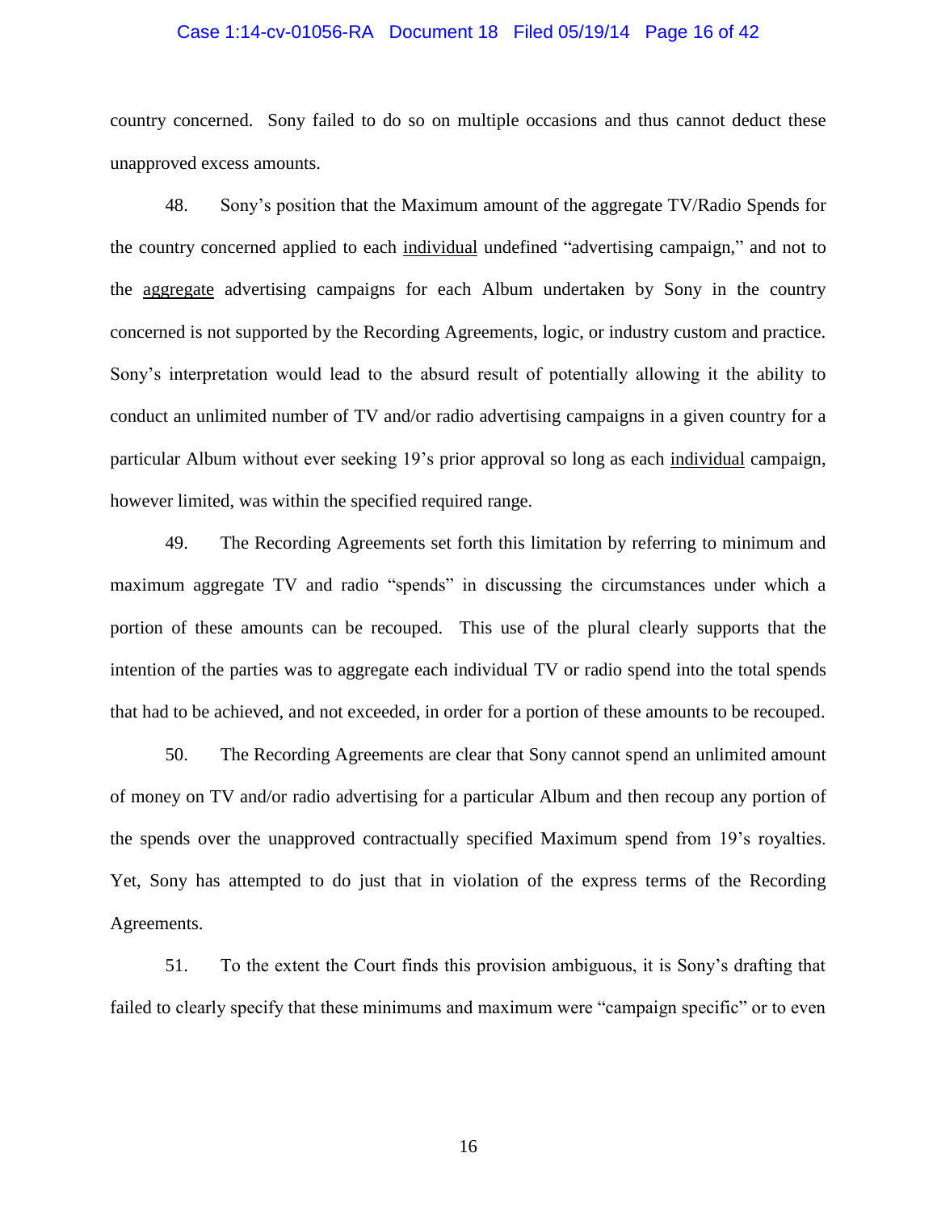country concerned. Sony failed to do so on multiple occasions and thus cannot deduct these unapproved excess amounts.

48. Sony's position that the Maximum amount of the aggregate TV/Radio Spends for the country concerned applied to each <u>individual</u> undefined "advertising campaign," and not to the <u>aggregate</u> advertising campaigns for each Album undertaken by Sony in the country concerned is not supported by the Recording Agreements, logic, or industry custom and practice. Sony's interpretation would lead to the absurd result of potentially allowing it the ability to conduct an unlimited number of TV and/or radio advertising campaigns in a given country for a particular Album without ever seeking 19's prior approval so long as each <u>individual</u> campaign, however limited, was within the specified required range.

49. The Recording Agreements set forth this limitation by referring to minimum and maximum aggregate TV and radio "spends" in discussing the circumstances under which a portion of these amounts can be recouped. This use of the plural clearly supports that the intention of the parties was to aggregate each individual TV or radio spend into the total spends that had to be achieved, and not exceeded, in order for a portion of these amounts to be recouped.

50. The Recording Agreements are clear that Sony cannot spend an unlimited amount of money on TV and/or radio advertising for a particular Album and then recoup any portion of the spends over the unapproved contractually specified Maximum spend from 19's royalties. Yet, Sony has attempted to do just that in violation of the express terms of the Recording Agreements.

51. To the extent the Court finds this provision ambiguous, it is Sony's drafting that failed to clearly specify that these minimums and maximum were "campaign specific" or to even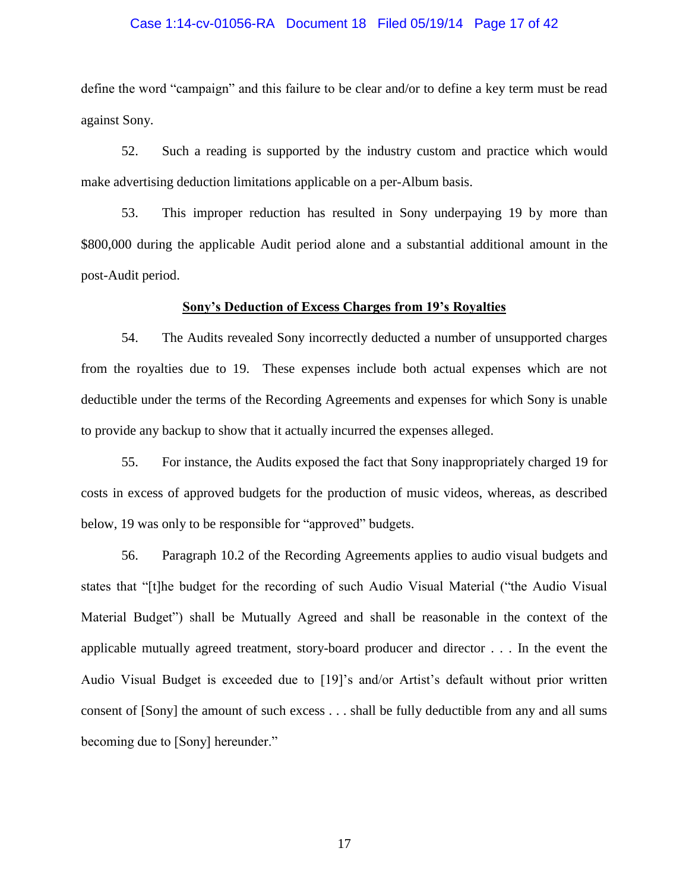define the word "campaign" and this failure to be clear and/or to define a key term must be read against Sony.

52. Such a reading is supported by the industry custom and practice which would make advertising deduction limitations applicable on a per-Album basis.

53. This improper reduction has resulted in Sony underpaying 19 by more than $800,000 during the applicable Audit period alone and a substantial additional amount in the post-Audit period.

**<u>Sony's Deduction of Excess Charges from 19's Royalties</u>**

54. The Audits revealed Sony incorrectly deducted a number of unsupported charges from the royalties due to 19. These expenses include both actual expenses which are not deductible under the terms of the Recording Agreements and expenses for which Sony is unable to provide any backup to show that it actually incurred the expenses alleged.

55. For instance, the Audits exposed the fact that Sony inappropriately charged 19 for costs in excess of approved budgets for the production of music videos, whereas, as described below, 19 was only to be responsible for "approved" budgets.

56. Paragraph 10.2 of the Recording Agreements applies to audio visual budgets and states that "[t]he budget for the recording of such Audio Visual Material ("the Audio Visual Material Budget") shall be Mutually Agreed and shall be reasonable in the context of the applicable mutually agreed treatment, story-board producer and director . . . In the event the Audio Visual Budget is exceeded due to [19]'s and/or Artist's default without prior written consent of [Sony] the amount of such excess . . . shall be fully deductible from any and all sums becoming due to [Sony] hereunder."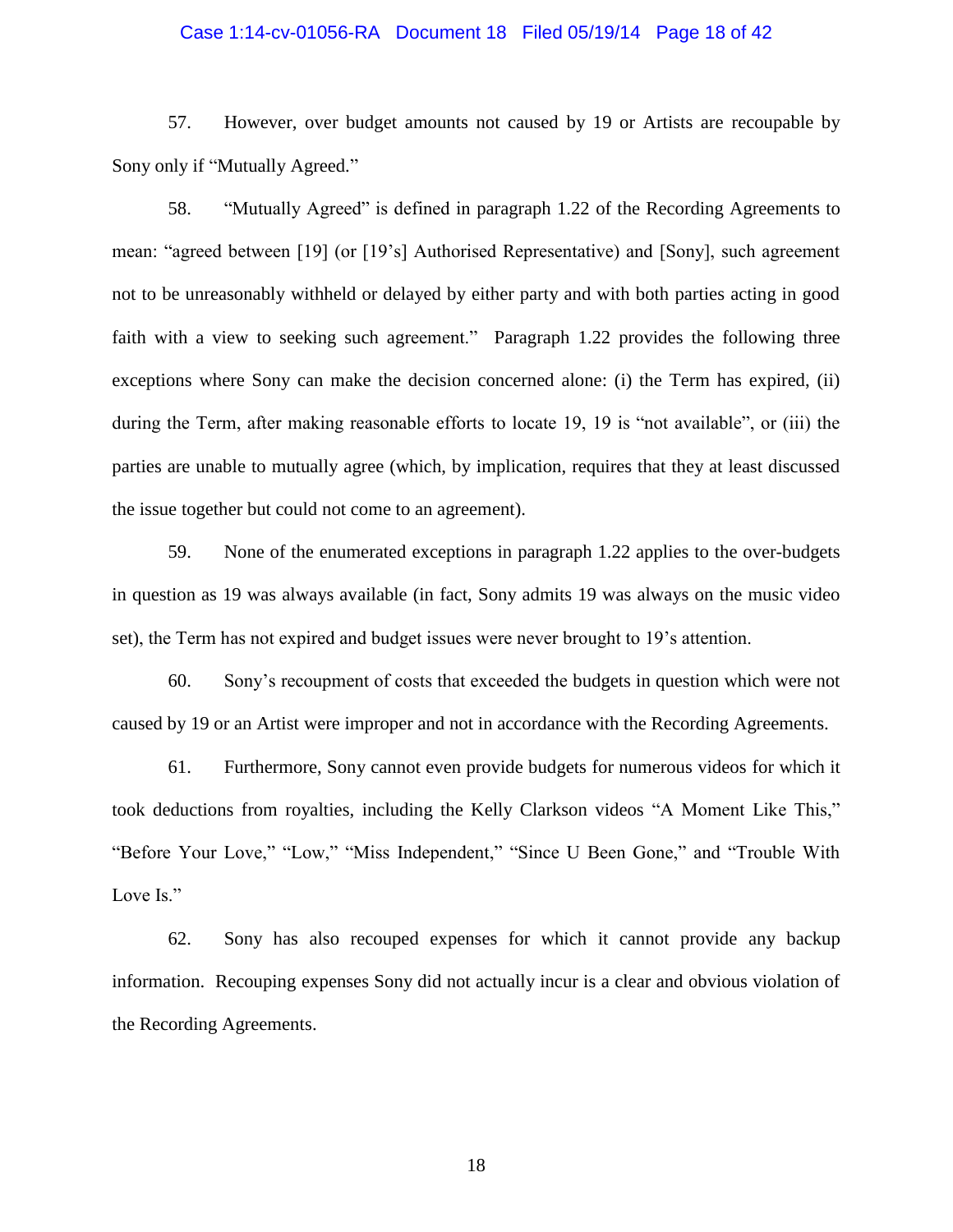57. However, over budget amounts not caused by 19 or Artists are recoupable by Sony only if "Mutually Agreed."

58. "Mutually Agreed" is defined in paragraph 1.22 of the Recording Agreements to mean: "agreed between [19] (or [19's] Authorised Representative) and [Sony], such agreement not to be unreasonably withheld or delayed by either party and with both parties acting in good faith with a view to seeking such agreement." Paragraph 1.22 provides the following three exceptions where Sony can make the decision concerned alone: (i) the Term has expired, (ii) during the Term, after making reasonable efforts to locate 19, 19 is "not available", or (iii) the parties are unable to mutually agree (which, by implication, requires that they at least discussed the issue together but could not come to an agreement).

59. None of the enumerated exceptions in paragraph 1.22 applies to the over-budgets in question as 19 was always available (in fact, Sony admits 19 was always on the music video set), the Term has not expired and budget issues were never brought to 19's attention.

60. Sony's recoupment of costs that exceeded the budgets in question which were not caused by 19 or an Artist were improper and not in accordance with the Recording Agreements.

61. Furthermore, Sony cannot even provide budgets for numerous videos for which it took deductions from royalties, including the Kelly Clarkson videos "A Moment Like This," "Before Your Love," "Low," "Miss Independent," "Since U Been Gone," and "Trouble With Love Is."

62. Sony has also recouped expenses for which it cannot provide any backup information. Recouping expenses Sony did not actually incur is a clear and obvious violation of the Recording Agreements.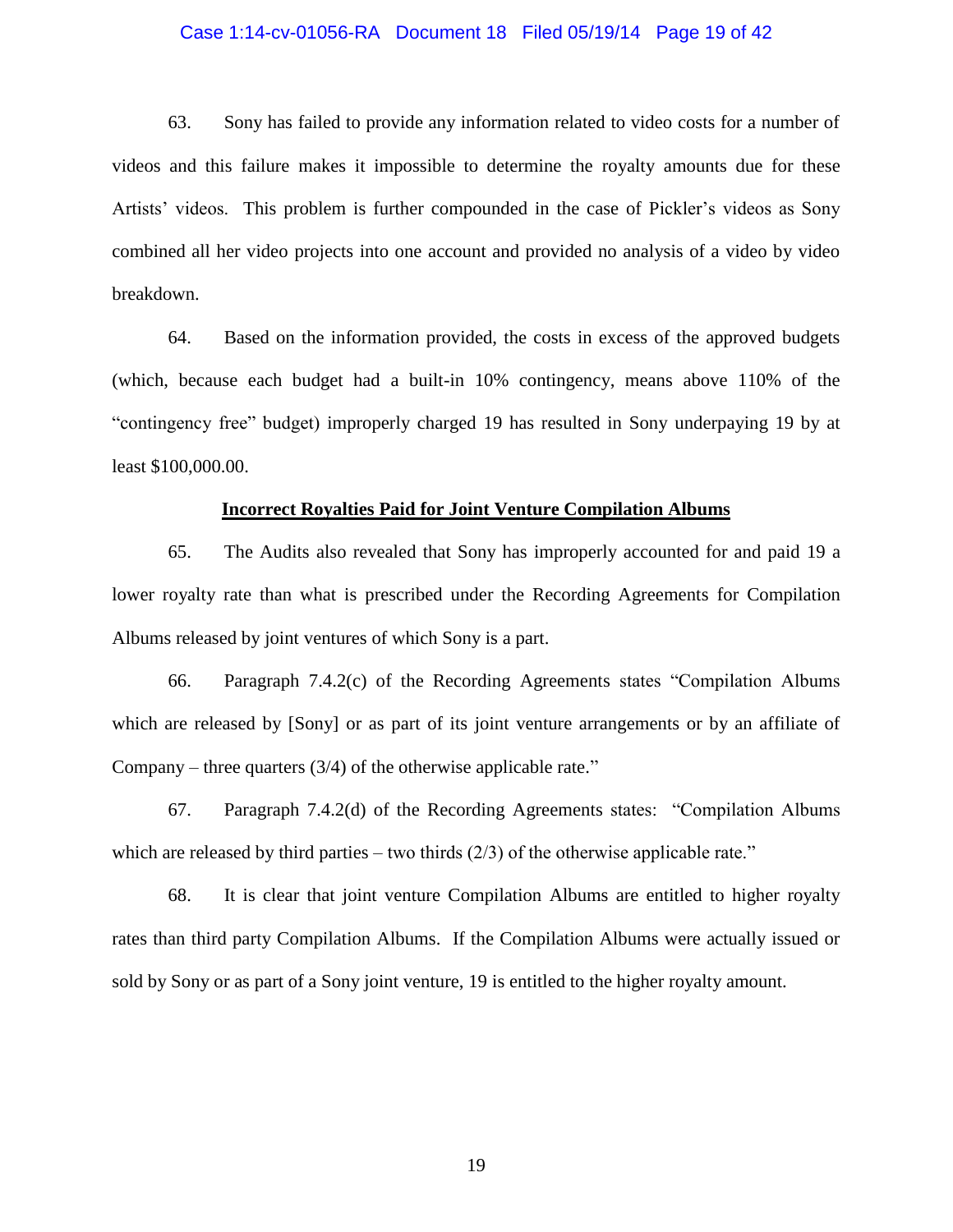63. Sony has failed to provide any information related to video costs for a number of videos and this failure makes it impossible to determine the royalty amounts due for these Artists' videos. This problem is further compounded in the case of Pickler's videos as Sony combined all her video projects into one account and provided no analysis of a video by video breakdown.

64. Based on the information provided, the costs in excess of the approved budgets (which, because each budget had a built-in 10% contingency, means above 110% of the "contingency free" budget) improperly charged 19 has resulted in Sony underpaying 19 by at least $100,000.00.

**Incorrect Royalties Paid for Joint Venture Compilation Albums**

65. The Audits also revealed that Sony has improperly accounted for and paid 19 a lower royalty rate than what is prescribed under the Recording Agreements for Compilation Albums released by joint ventures of which Sony is a part.

66. Paragraph 7.4.2(c) of the Recording Agreements states "Compilation Albums which are released by [Sony] or as part of its joint venture arrangements or by an affiliate of Company – three quarters (3/4) of the otherwise applicable rate."

67. Paragraph 7.4.2(d) of the Recording Agreements states: "Compilation Albums which are released by third parties – two thirds (2/3) of the otherwise applicable rate."

68. It is clear that joint venture Compilation Albums are entitled to higher royalty rates than third party Compilation Albums. If the Compilation Albums were actually issued or sold by Sony or as part of a Sony joint venture, 19 is entitled to the higher royalty amount.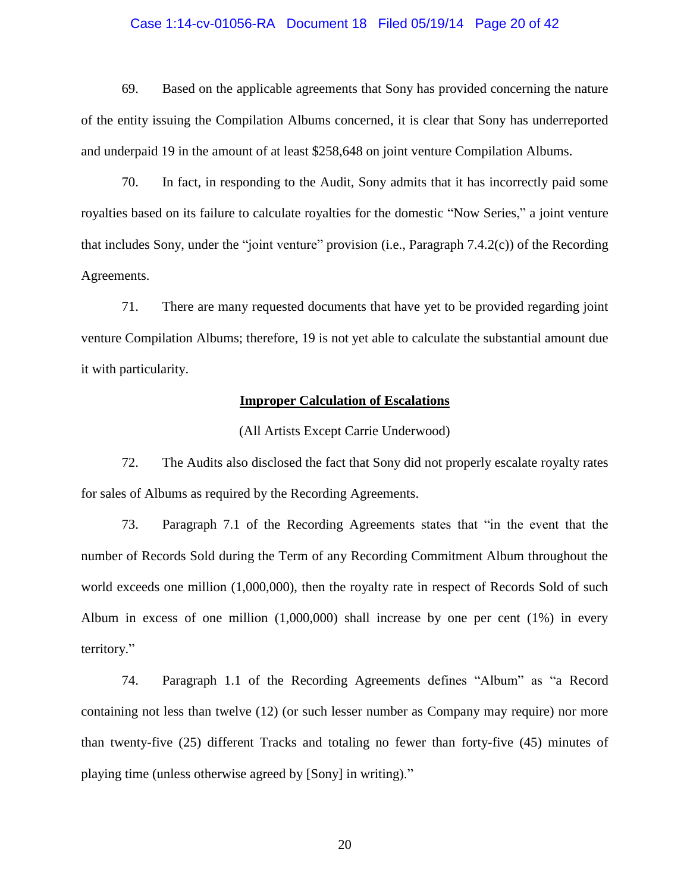69. Based on the applicable agreements that Sony has provided concerning the nature of the entity issuing the Compilation Albums concerned, it is clear that Sony has underreported and underpaid 19 in the amount of at least $258,648 on joint venture Compilation Albums.

70. In fact, in responding to the Audit, Sony admits that it has incorrectly paid some royalties based on its failure to calculate royalties for the domestic "Now Series," a joint venture that includes Sony, under the "joint venture" provision (i.e., Paragraph 7.4.2(c)) of the Recording Agreements.

71. There are many requested documents that have yet to be provided regarding joint venture Compilation Albums; therefore, 19 is not yet able to calculate the substantial amount due it with particularity.

**Improper Calculation of Escalations**

(All Artists Except Carrie Underwood)

72. The Audits also disclosed the fact that Sony did not properly escalate royalty rates for sales of Albums as required by the Recording Agreements.

73. Paragraph 7.1 of the Recording Agreements states that "in the event that the number of Records Sold during the Term of any Recording Commitment Album throughout the world exceeds one million (1,000,000), then the royalty rate in respect of Records Sold of such Album in excess of one million (1,000,000) shall increase by one per cent (1%) in every territory."

74. Paragraph 1.1 of the Recording Agreements defines "Album" as "a Record containing not less than twelve (12) (or such lesser number as Company may require) nor more than twenty-five (25) different Tracks and totaling no fewer than forty-five (45) minutes of playing time (unless otherwise agreed by [Sony] in writing)."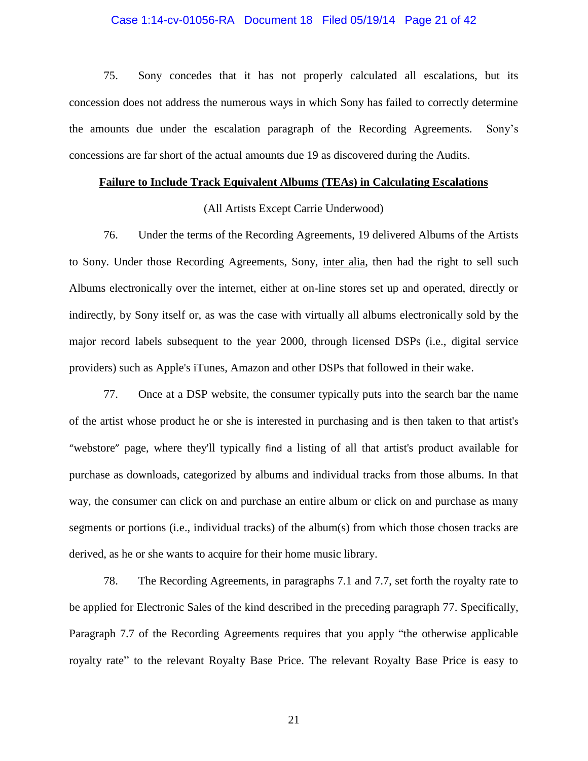75. Sony concedes that it has not properly calculated all escalations, but its concession does not address the numerous ways in which Sony has failed to correctly determine the amounts due under the escalation paragraph of the Recording Agreements. Sony's concessions are far short of the actual amounts due 19 as discovered during the Audits.

**Failure to Include Track Equivalent Albums (TEAs) in Calculating Escalations**

(All Artists Except Carrie Underwood)

76. Under the terms of the Recording Agreements, 19 delivered Albums of the Artists to Sony. Under those Recording Agreements, Sony, inter alia, then had the right to sell such Albums electronically over the internet, either at on-line stores set up and operated, directly or indirectly, by Sony itself or, as was the case with virtually all albums electronically sold by the major record labels subsequent to the year 2000, through licensed DSPs (i.e., digital service providers) such as Apple's iTunes, Amazon and other DSPs that followed in their wake.

77. Once at a DSP website, the consumer typically puts into the search bar the name of the artist whose product he or she is interested in purchasing and is then taken to that artist's "webstore" page, where they'll typically find a listing of all that artist's product available for purchase as downloads, categorized by albums and individual tracks from those albums. In that way, the consumer can click on and purchase an entire album or click on and purchase as many segments or portions (i.e., individual tracks) of the album(s) from which those chosen tracks are derived, as he or she wants to acquire for their home music library.

78. The Recording Agreements, in paragraphs 7.1 and 7.7, set forth the royalty rate to be applied for Electronic Sales of the kind described in the preceding paragraph 77. Specifically, Paragraph 7.7 of the Recording Agreements requires that you apply "the otherwise applicable royalty rate" to the relevant Royalty Base Price. The relevant Royalty Base Price is easy to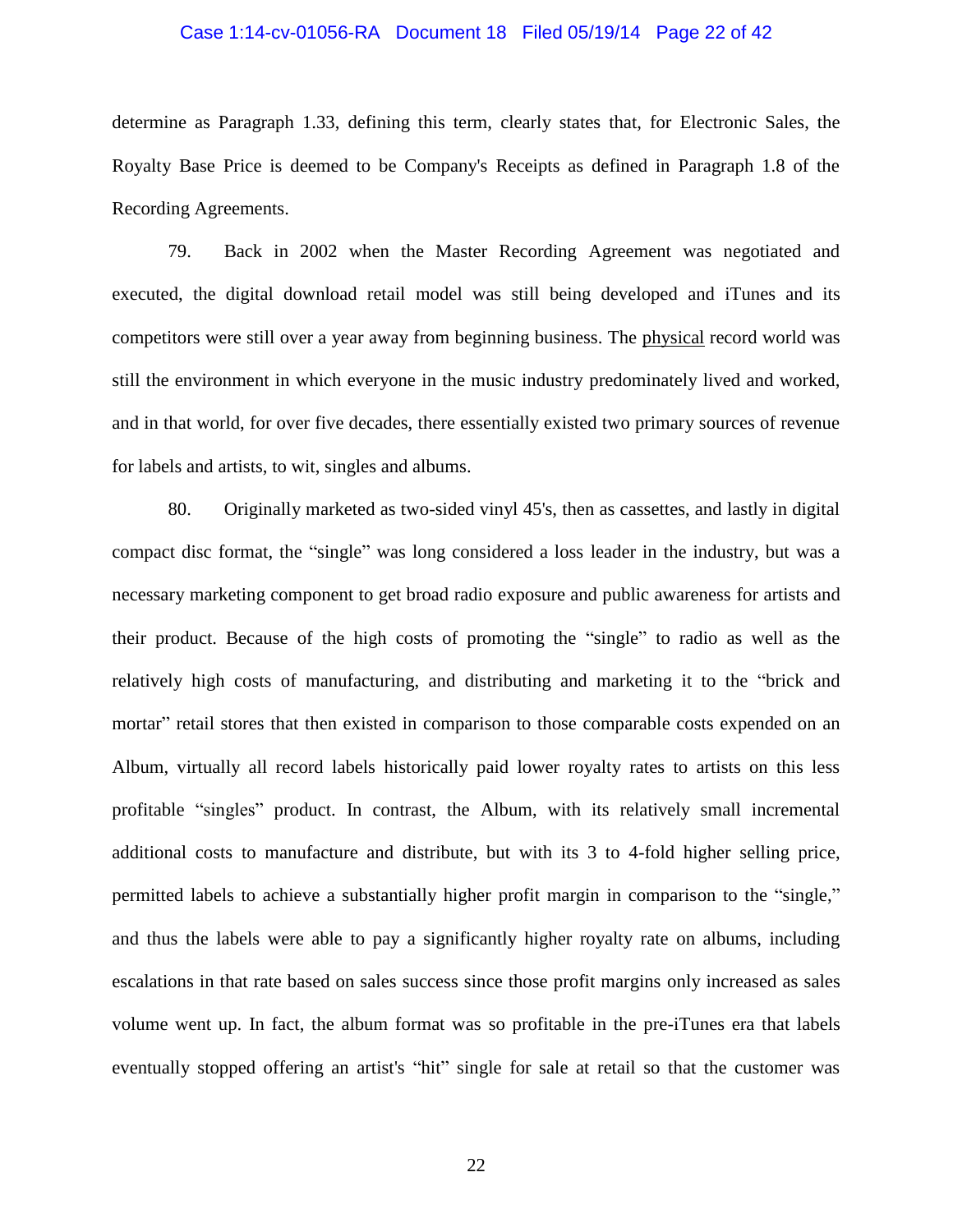determine as Paragraph 1.33, defining this term, clearly states that, for Electronic Sales, the Royalty Base Price is deemed to be Company's Receipts as defined in Paragraph 1.8 of the Recording Agreements.

79. Back in 2002 when the Master Recording Agreement was negotiated and executed, the digital download retail model was still being developed and iTunes and its competitors were still over a year away from beginning business. The physical record world was still the environment in which everyone in the music industry predominately lived and worked, and in that world, for over five decades, there essentially existed two primary sources of revenue for labels and artists, to wit, singles and albums.

80. Originally marketed as two-sided vinyl 45's, then as cassettes, and lastly in digital compact disc format, the "single" was long considered a loss leader in the industry, but was a necessary marketing component to get broad radio exposure and public awareness for artists and their product. Because of the high costs of promoting the "single" to radio as well as the relatively high costs of manufacturing, and distributing and marketing it to the "brick and mortar" retail stores that then existed in comparison to those comparable costs expended on an Album, virtually all record labels historically paid lower royalty rates to artists on this less profitable "singles" product. In contrast, the Album, with its relatively small incremental additional costs to manufacture and distribute, but with its 3 to 4-fold higher selling price, permitted labels to achieve a substantially higher profit margin in comparison to the "single," and thus the labels were able to pay a significantly higher royalty rate on albums, including escalations in that rate based on sales success since those profit margins only increased as sales volume went up. In fact, the album format was so profitable in the pre-iTunes era that labels eventually stopped offering an artist's "hit" single for sale at retail so that the customer was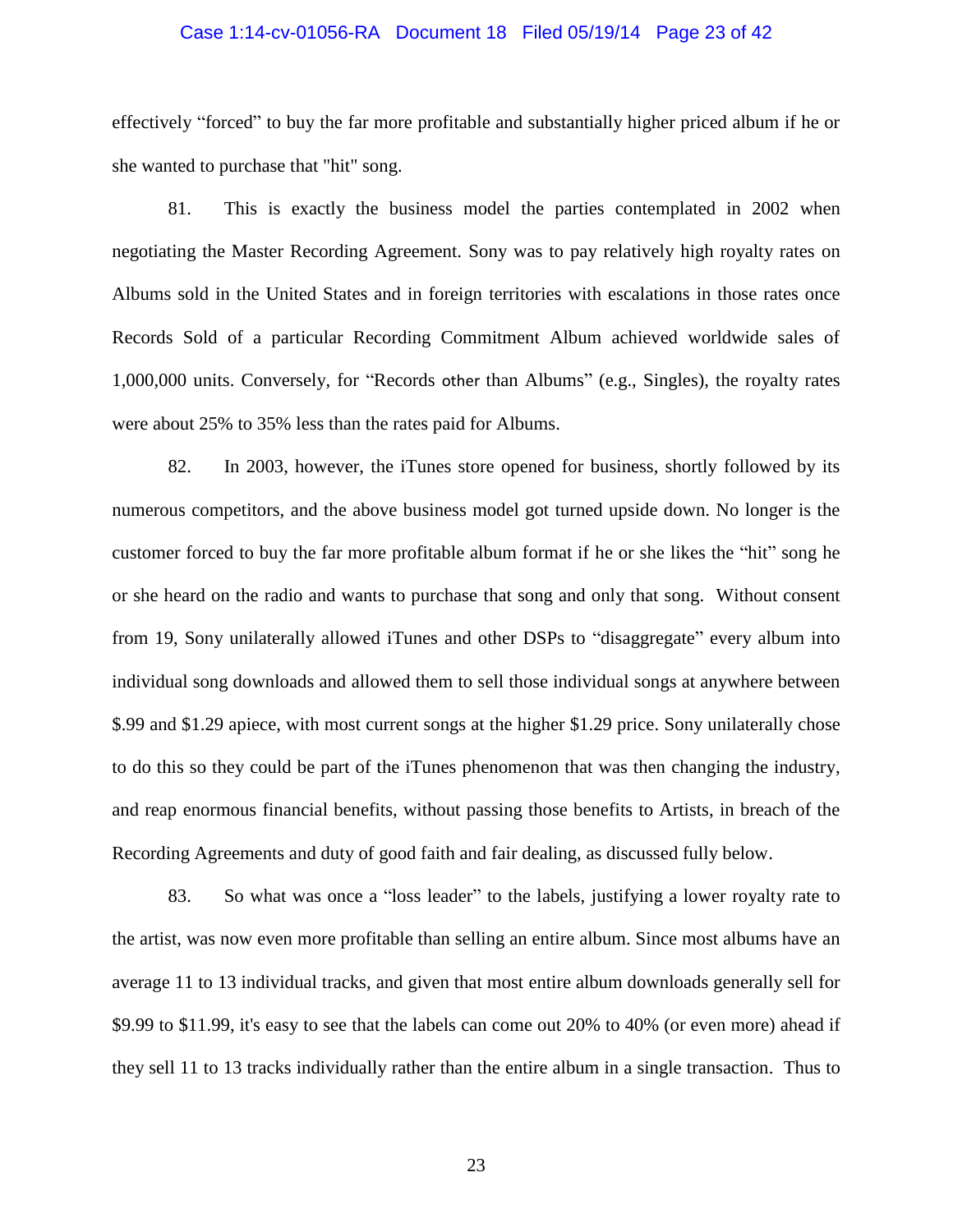effectively "forced" to buy the far more profitable and substantially higher priced album if he or she wanted to purchase that "hit" song.

81. This is exactly the business model the parties contemplated in 2002 when negotiating the Master Recording Agreement. Sony was to pay relatively high royalty rates on Albums sold in the United States and in foreign territories with escalations in those rates once Records Sold of a particular Recording Commitment Album achieved worldwide sales of 1,000,000 units. Conversely, for "Records other than Albums" (e.g., Singles), the royalty rates were about 25% to 35% less than the rates paid for Albums.

82. In 2003, however, the iTunes store opened for business, shortly followed by its numerous competitors, and the above business model got turned upside down. No longer is the customer forced to buy the far more profitable album format if he or she likes the "hit" song he or she heard on the radio and wants to purchase that song and only that song. Without consent from 19, Sony unilaterally allowed iTunes and other DSPs to "disaggregate" every album into individual song downloads and allowed them to sell those individual songs at anywhere between $.99 and $1.29 apiece, with most current songs at the higher $1.29 price. Sony unilaterally chose to do this so they could be part of the iTunes phenomenon that was then changing the industry, and reap enormous financial benefits, without passing those benefits to Artists, in breach of the Recording Agreements and duty of good faith and fair dealing, as discussed fully below.

83. So what was once a "loss leader" to the labels, justifying a lower royalty rate to the artist, was now even more profitable than selling an entire album. Since most albums have an average 11 to 13 individual tracks, and given that most entire album downloads generally sell for $9.99 to $11.99, it's easy to see that the labels can come out 20% to 40% (or even more) ahead if they sell 11 to 13 tracks individually rather than the entire album in a single transaction. Thus to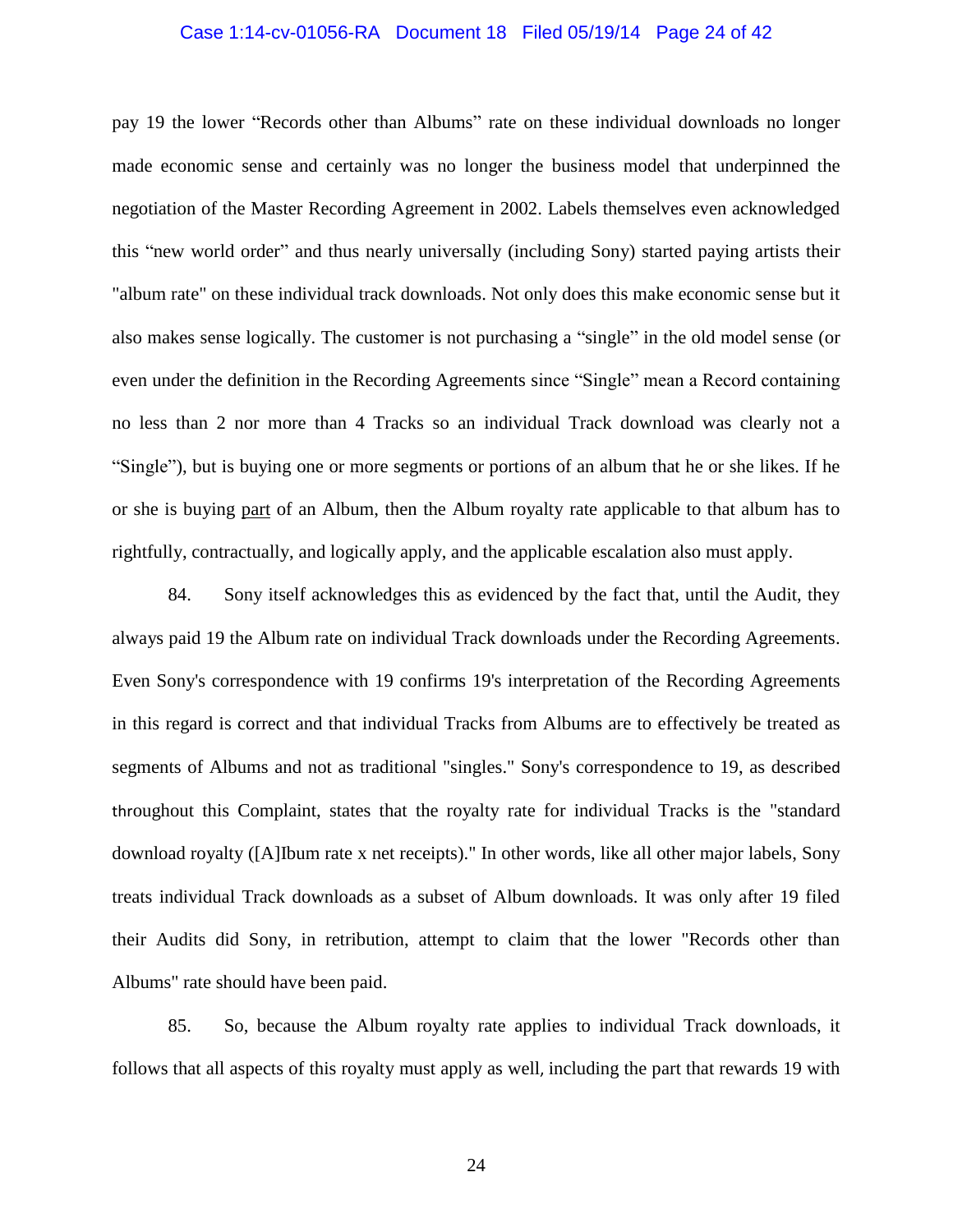pay 19 the lower "Records other than Albums" rate on these individual downloads no longer made economic sense and certainly was no longer the business model that underpinned the negotiation of the Master Recording Agreement in 2002. Labels themselves even acknowledged this "new world order" and thus nearly universally (including Sony) started paying artists their "album rate" on these individual track downloads. Not only does this make economic sense but it also makes sense logically. The customer is not purchasing a "single" in the old model sense (or even under the definition in the Recording Agreements since "Single" mean a Record containing no less than 2 nor more than 4 Tracks so an individual Track download was clearly not a "Single"), but is buying one or more segments or portions of an album that he or she likes. If he or she is buying part of an Album, then the Album royalty rate applicable to that album has to rightfully, contractually, and logically apply, and the applicable escalation also must apply.

84. Sony itself acknowledges this as evidenced by the fact that, until the Audit, they always paid 19 the Album rate on individual Track downloads under the Recording Agreements. Even Sony's correspondence with 19 confirms 19's interpretation of the Recording Agreements in this regard is correct and that individual Tracks from Albums are to effectively be treated as segments of Albums and not as traditional "singles." Sony's correspondence to 19, as described throughout this Complaint, states that the royalty rate for individual Tracks is the "standard download royalty ([A]Ibum rate x net receipts)." In other words, like all other major labels, Sony treats individual Track downloads as a subset of Album downloads. It was only after 19 filed their Audits did Sony, in retribution, attempt to claim that the lower "Records other than Albums" rate should have been paid.

85. So, because the Album royalty rate applies to individual Track downloads, it follows that all aspects of this royalty must apply as well, including the part that rewards 19 with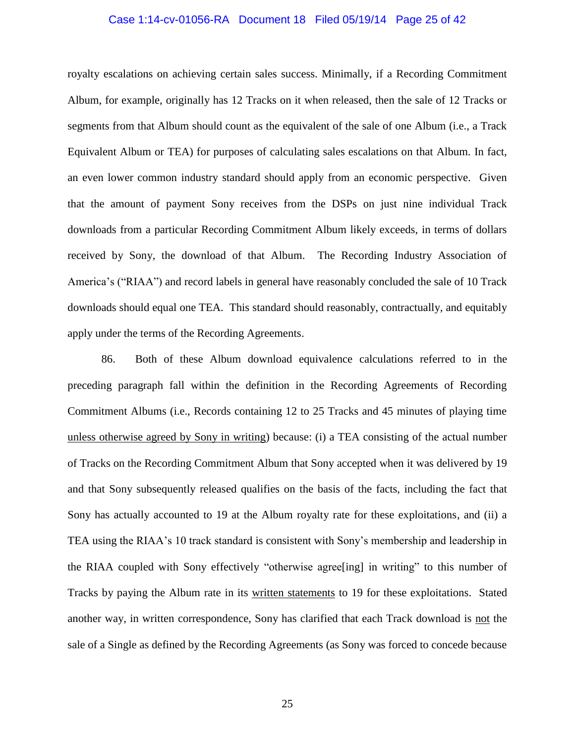royalty escalations on achieving certain sales success. Minimally, if a Recording Commitment Album, for example, originally has 12 Tracks on it when released, then the sale of 12 Tracks or segments from that Album should count as the equivalent of the sale of one Album (i.e., a Track Equivalent Album or TEA) for purposes of calculating sales escalations on that Album. In fact, an even lower common industry standard should apply from an economic perspective. Given that the amount of payment Sony receives from the DSPs on just nine individual Track downloads from a particular Recording Commitment Album likely exceeds, in terms of dollars received by Sony, the download of that Album. The Recording Industry Association of America's ("RIAA") and record labels in general have reasonably concluded the sale of 10 Track downloads should equal one TEA. This standard should reasonably, contractually, and equitably apply under the terms of the Recording Agreements.

86. Both of these Album download equivalence calculations referred to in the preceding paragraph fall within the definition in the Recording Agreements of Recording Commitment Albums (i.e., Records containing 12 to 25 Tracks and 45 minutes of playing time <u>unless otherwise agreed by Sony in writing</u>) because: (i) a TEA consisting of the actual number of Tracks on the Recording Commitment Album that Sony accepted when it was delivered by 19 and that Sony subsequently released qualifies on the basis of the facts, including the fact that Sony has actually accounted to 19 at the Album royalty rate for these exploitations, and (ii) a TEA using the RIAA's 10 track standard is consistent with Sony's membership and leadership in the RIAA coupled with Sony effectively "otherwise agree[ing] in writing" to this number of Tracks by paying the Album rate in its <u>written statements</u> to 19 for these exploitations. Stated another way, in written correspondence, Sony has clarified that each Track download is <u>not</u> the sale of a Single as defined by the Recording Agreements (as Sony was forced to concede because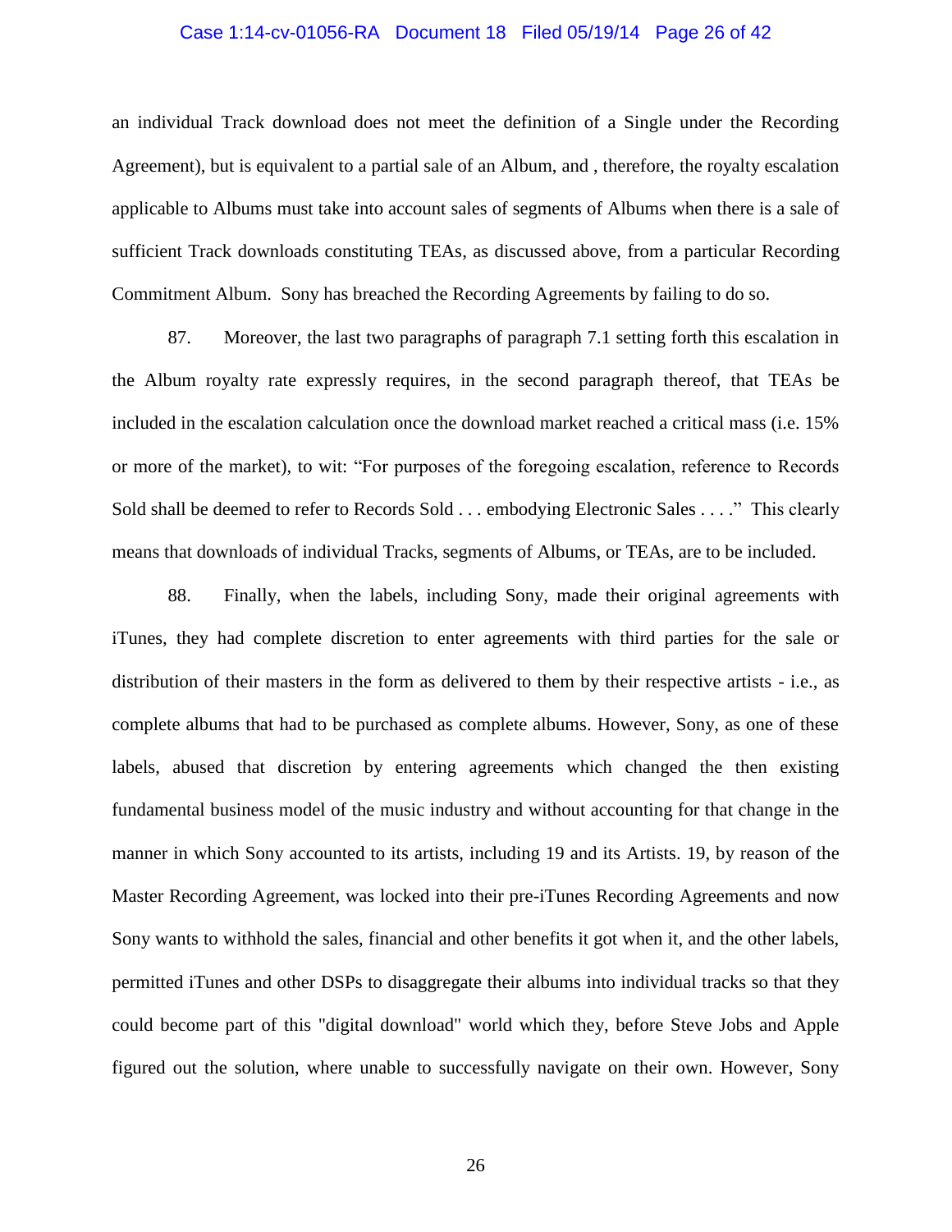an individual Track download does not meet the definition of a Single under the Recording Agreement), but is equivalent to a partial sale of an Album, and , therefore, the royalty escalation applicable to Albums must take into account sales of segments of Albums when there is a sale of sufficient Track downloads constituting TEAs, as discussed above, from a particular Recording Commitment Album. Sony has breached the Recording Agreements by failing to do so.

87. Moreover, the last two paragraphs of paragraph 7.1 setting forth this escalation in the Album royalty rate expressly requires, in the second paragraph thereof, that TEAs be included in the escalation calculation once the download market reached a critical mass (i.e. 15% or more of the market), to wit: "For purposes of the foregoing escalation, reference to Records Sold shall be deemed to refer to Records Sold . . . embodying Electronic Sales . . . ." This clearly means that downloads of individual Tracks, segments of Albums, or TEAs, are to be included.

88. Finally, when the labels, including Sony, made their original agreements with iTunes, they had complete discretion to enter agreements with third parties for the sale or distribution of their masters in the form as delivered to them by their respective artists - i.e., as complete albums that had to be purchased as complete albums. However, Sony, as one of these labels, abused that discretion by entering agreements which changed the then existing fundamental business model of the music industry and without accounting for that change in the manner in which Sony accounted to its artists, including 19 and its Artists. 19, by reason of the Master Recording Agreement, was locked into their pre-iTunes Recording Agreements and now Sony wants to withhold the sales, financial and other benefits it got when it, and the other labels, permitted iTunes and other DSPs to disaggregate their albums into individual tracks so that they could become part of this "digital download" world which they, before Steve Jobs and Apple figured out the solution, where unable to successfully navigate on their own. However, Sony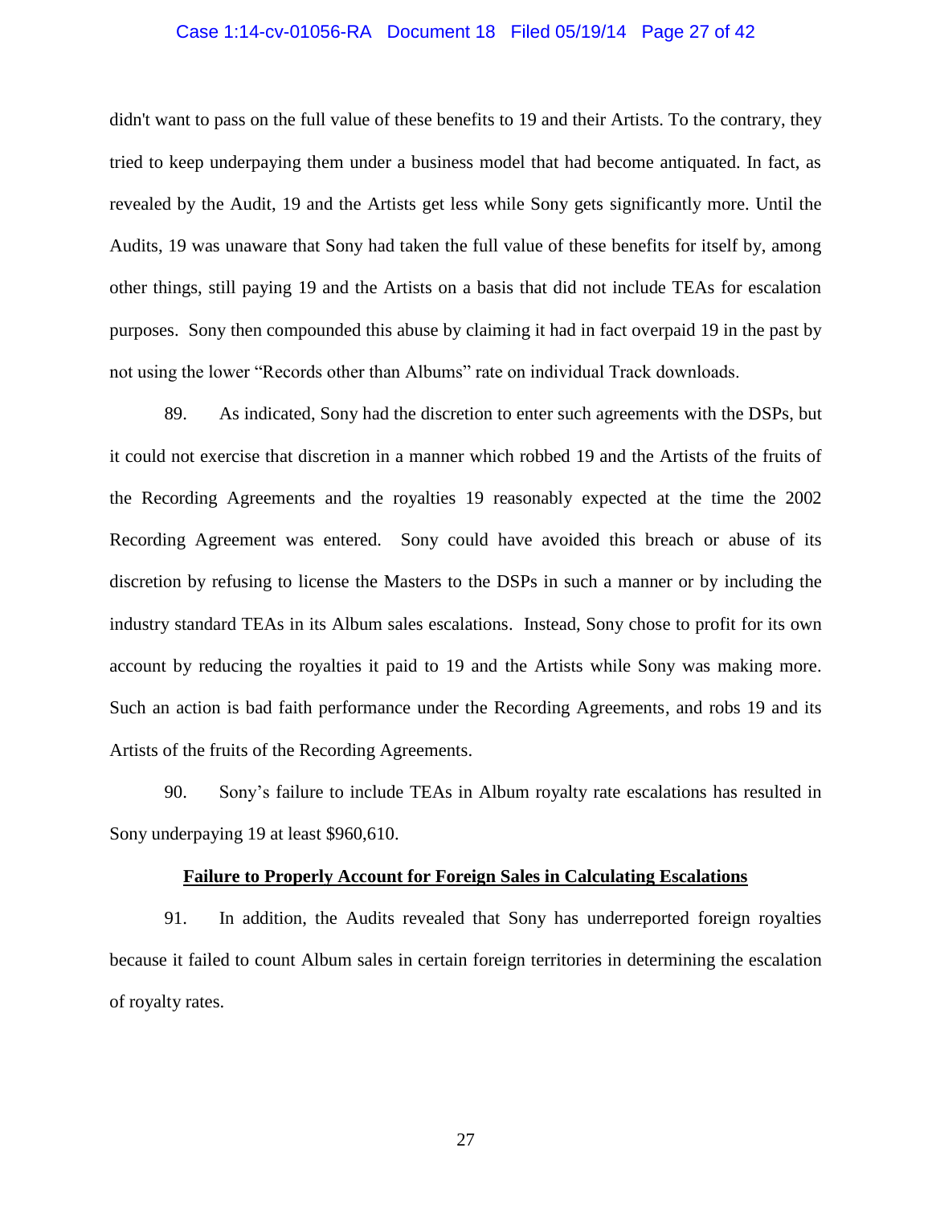didn't want to pass on the full value of these benefits to 19 and their Artists. To the contrary, they tried to keep underpaying them under a business model that had become antiquated. In fact, as revealed by the Audit, 19 and the Artists get less while Sony gets significantly more. Until the Audits, 19 was unaware that Sony had taken the full value of these benefits for itself by, among other things, still paying 19 and the Artists on a basis that did not include TEAs for escalation purposes. Sony then compounded this abuse by claiming it had in fact overpaid 19 in the past by not using the lower "Records other than Albums" rate on individual Track downloads.

89. As indicated, Sony had the discretion to enter such agreements with the DSPs, but it could not exercise that discretion in a manner which robbed 19 and the Artists of the fruits of the Recording Agreements and the royalties 19 reasonably expected at the time the 2002 Recording Agreement was entered. Sony could have avoided this breach or abuse of its discretion by refusing to license the Masters to the DSPs in such a manner or by including the industry standard TEAs in its Album sales escalations. Instead, Sony chose to profit for its own account by reducing the royalties it paid to 19 and the Artists while Sony was making more. Such an action is bad faith performance under the Recording Agreements, and robs 19 and its Artists of the fruits of the Recording Agreements.

90. Sony's failure to include TEAs in Album royalty rate escalations has resulted in Sony underpaying 19 at least $960,610.

**<u>Failure to Properly Account for Foreign Sales in Calculating Escalations</u>**

91. In addition, the Audits revealed that Sony has underreported foreign royalties because it failed to count Album sales in certain foreign territories in determining the escalation of royalty rates.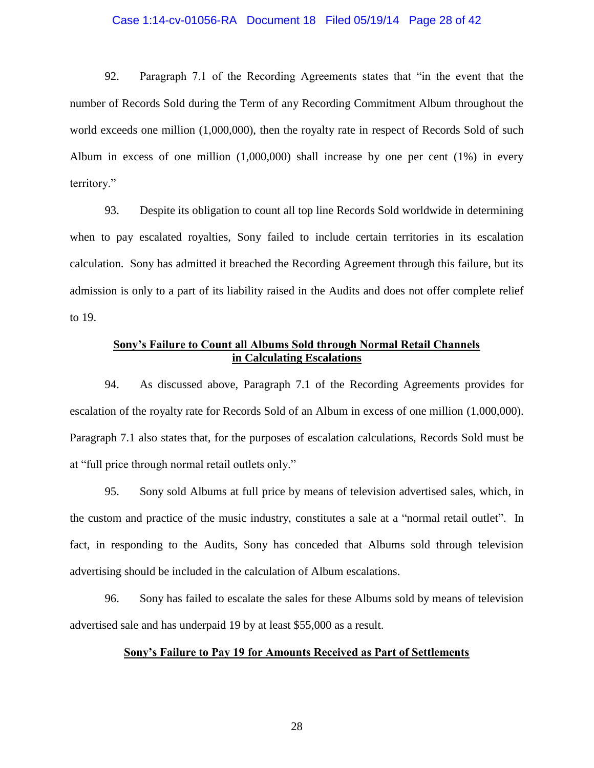92. Paragraph 7.1 of the Recording Agreements states that "in the event that the number of Records Sold during the Term of any Recording Commitment Album throughout the world exceeds one million (1,000,000), then the royalty rate in respect of Records Sold of such Album in excess of one million (1,000,000) shall increase by one per cent (1%) in every territory."

93. Despite its obligation to count all top line Records Sold worldwide in determining when to pay escalated royalties, Sony failed to include certain territories in its escalation calculation. Sony has admitted it breached the Recording Agreement through this failure, but its admission is only to a part of its liability raised in the Audits and does not offer complete relief to 19.

**<u>Sony's Failure to Count all Albums Sold through Normal Retail Channels in Calculating Escalations</u>**

94. As discussed above, Paragraph 7.1 of the Recording Agreements provides for escalation of the royalty rate for Records Sold of an Album in excess of one million (1,000,000). Paragraph 7.1 also states that, for the purposes of escalation calculations, Records Sold must be at "full price through normal retail outlets only."

95. Sony sold Albums at full price by means of television advertised sales, which, in the custom and practice of the music industry, constitutes a sale at a "normal retail outlet". In fact, in responding to the Audits, Sony has conceded that Albums sold through television advertising should be included in the calculation of Album escalations.

96. Sony has failed to escalate the sales for these Albums sold by means of television advertised sale and has underpaid 19 by at least $55,000 as a result.

**<u>Sony's Failure to Pay 19 for Amounts Received as Part of Settlements</u>**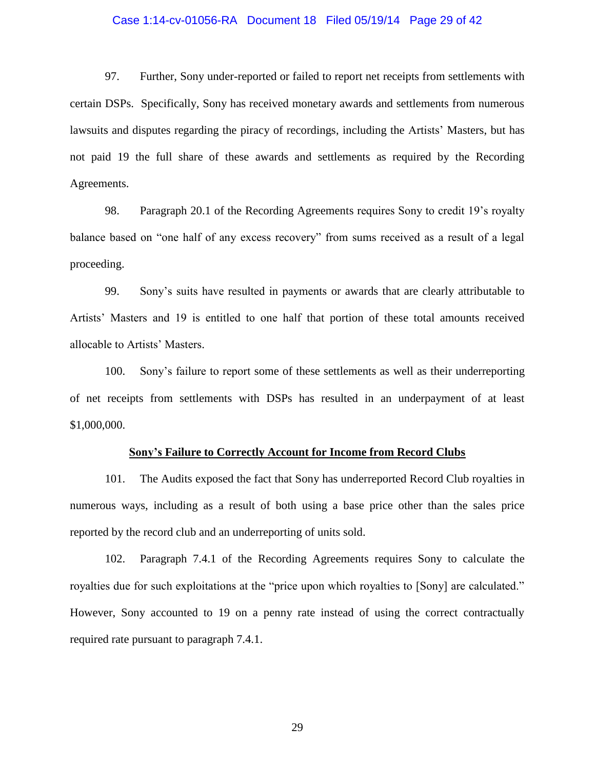97. Further, Sony under-reported or failed to report net receipts from settlements with certain DSPs. Specifically, Sony has received monetary awards and settlements from numerous lawsuits and disputes regarding the piracy of recordings, including the Artists' Masters, but has not paid 19 the full share of these awards and settlements as required by the Recording Agreements.

98. Paragraph 20.1 of the Recording Agreements requires Sony to credit 19's royalty balance based on "one half of any excess recovery" from sums received as a result of a legal proceeding.

99. Sony's suits have resulted in payments or awards that are clearly attributable to Artists' Masters and 19 is entitled to one half that portion of these total amounts received allocable to Artists' Masters.

100. Sony's failure to report some of these settlements as well as their underreporting of net receipts from settlements with DSPs has resulted in an underpayment of at least $1,000,000.

**<u>Sony's Failure to Correctly Account for Income from Record Clubs</u>**

101. The Audits exposed the fact that Sony has underreported Record Club royalties in numerous ways, including as a result of both using a base price other than the sales price reported by the record club and an underreporting of units sold.

102. Paragraph 7.4.1 of the Recording Agreements requires Sony to calculate the royalties due for such exploitations at the "price upon which royalties to [Sony] are calculated." However, Sony accounted to 19 on a penny rate instead of using the correct contractually required rate pursuant to paragraph 7.4.1.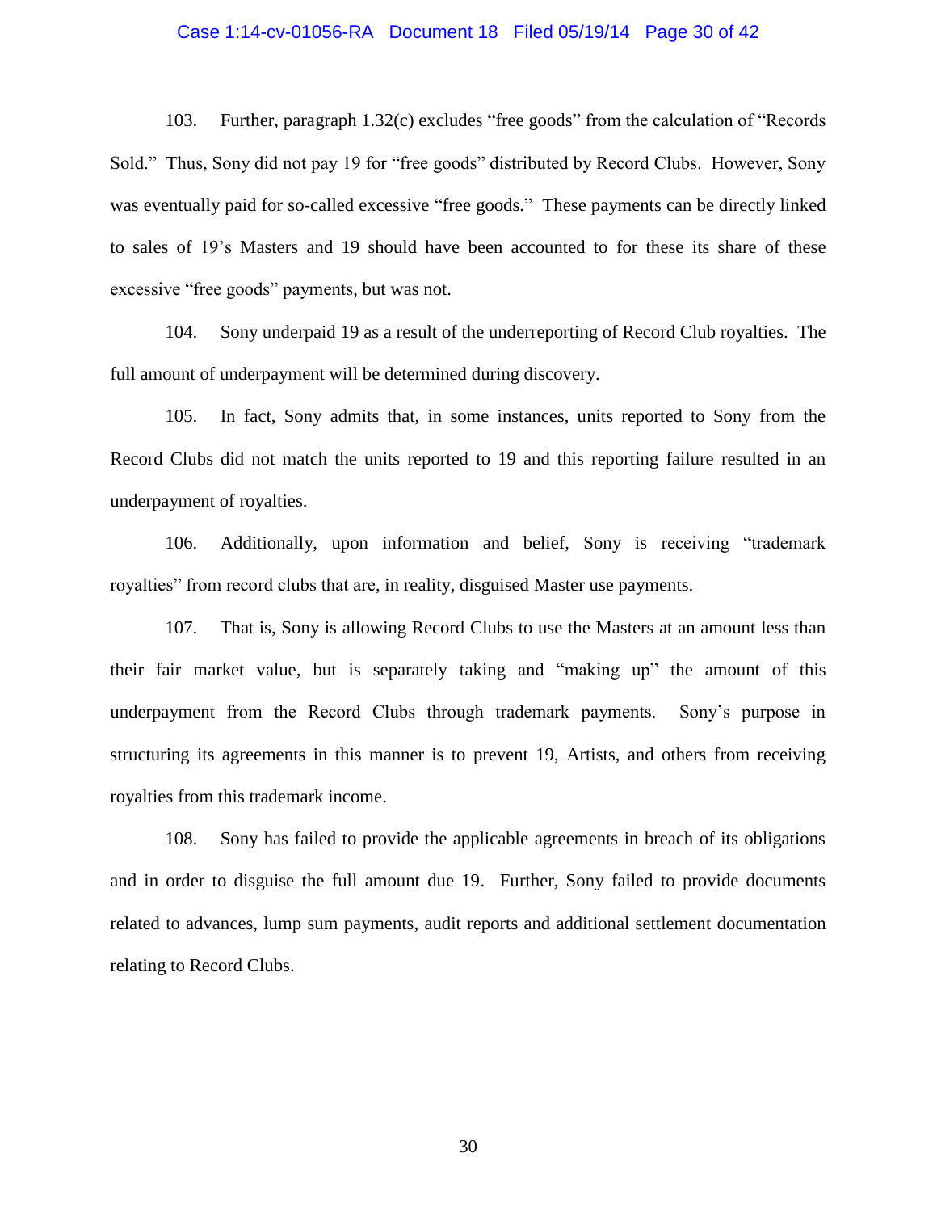103. Further, paragraph 1.32(c) excludes "free goods" from the calculation of "Records Sold." Thus, Sony did not pay 19 for "free goods" distributed by Record Clubs. However, Sony was eventually paid for so-called excessive "free goods." These payments can be directly linked to sales of 19's Masters and 19 should have been accounted to for these its share of these excessive "free goods" payments, but was not.

104. Sony underpaid 19 as a result of the underreporting of Record Club royalties. The full amount of underpayment will be determined during discovery.

105. In fact, Sony admits that, in some instances, units reported to Sony from the Record Clubs did not match the units reported to 19 and this reporting failure resulted in an underpayment of royalties.

106. Additionally, upon information and belief, Sony is receiving "trademark royalties" from record clubs that are, in reality, disguised Master use payments.

107. That is, Sony is allowing Record Clubs to use the Masters at an amount less than their fair market value, but is separately taking and "making up" the amount of this underpayment from the Record Clubs through trademark payments. Sony's purpose in structuring its agreements in this manner is to prevent 19, Artists, and others from receiving royalties from this trademark income.

108. Sony has failed to provide the applicable agreements in breach of its obligations and in order to disguise the full amount due 19. Further, Sony failed to provide documents related to advances, lump sum payments, audit reports and additional settlement documentation relating to Record Clubs.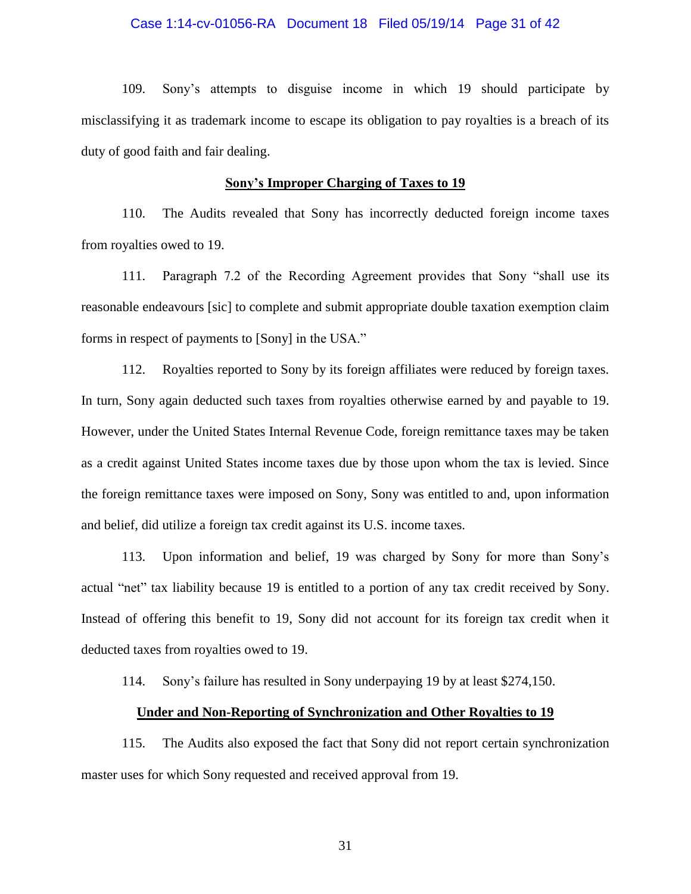109. Sony's attempts to disguise income in which 19 should participate by misclassifying it as trademark income to escape its obligation to pay royalties is a breach of its duty of good faith and fair dealing.

**<u>Sony's Improper Charging of Taxes to 19</u>**

110. The Audits revealed that Sony has incorrectly deducted foreign income taxes from royalties owed to 19.

111. Paragraph 7.2 of the Recording Agreement provides that Sony "shall use its reasonable endeavours [sic] to complete and submit appropriate double taxation exemption claim forms in respect of payments to [Sony] in the USA."

112. Royalties reported to Sony by its foreign affiliates were reduced by foreign taxes. In turn, Sony again deducted such taxes from royalties otherwise earned by and payable to 19. However, under the United States Internal Revenue Code, foreign remittance taxes may be taken as a credit against United States income taxes due by those upon whom the tax is levied. Since the foreign remittance taxes were imposed on Sony, Sony was entitled to and, upon information and belief, did utilize a foreign tax credit against its U.S. income taxes.

113. Upon information and belief, 19 was charged by Sony for more than Sony's actual "net" tax liability because 19 is entitled to a portion of any tax credit received by Sony. Instead of offering this benefit to 19, Sony did not account for its foreign tax credit when it deducted taxes from royalties owed to 19.

114. Sony's failure has resulted in Sony underpaying 19 by at least $274,150.

**<u>Under and Non-Reporting of Synchronization and Other Royalties to 19</u>**

115. The Audits also exposed the fact that Sony did not report certain synchronization master uses for which Sony requested and received approval from 19.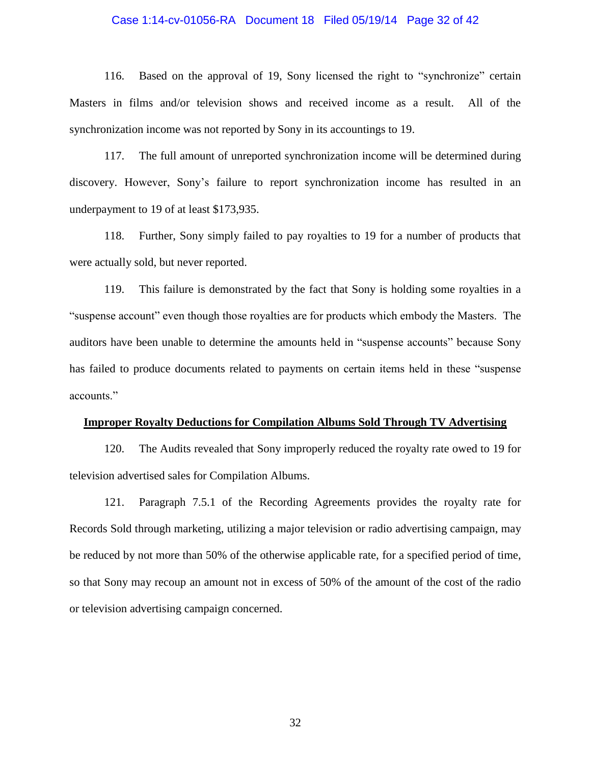116. Based on the approval of 19, Sony licensed the right to "synchronize" certain Masters in films and/or television shows and received income as a result. All of the synchronization income was not reported by Sony in its accountings to 19.

117. The full amount of unreported synchronization income will be determined during discovery. However, Sony's failure to report synchronization income has resulted in an underpayment to 19 of at least $173,935.

118. Further, Sony simply failed to pay royalties to 19 for a number of products that were actually sold, but never reported.

119. This failure is demonstrated by the fact that Sony is holding some royalties in a "suspense account" even though those royalties are for products which embody the Masters. The auditors have been unable to determine the amounts held in "suspense accounts" because Sony has failed to produce documents related to payments on certain items held in these "suspense accounts."

**Improper Royalty Deductions for Compilation Albums Sold Through TV Advertising**

120. The Audits revealed that Sony improperly reduced the royalty rate owed to 19 for television advertised sales for Compilation Albums.

121. Paragraph 7.5.1 of the Recording Agreements provides the royalty rate for Records Sold through marketing, utilizing a major television or radio advertising campaign, may be reduced by not more than 50% of the otherwise applicable rate, for a specified period of time, so that Sony may recoup an amount not in excess of 50% of the amount of the cost of the radio or television advertising campaign concerned.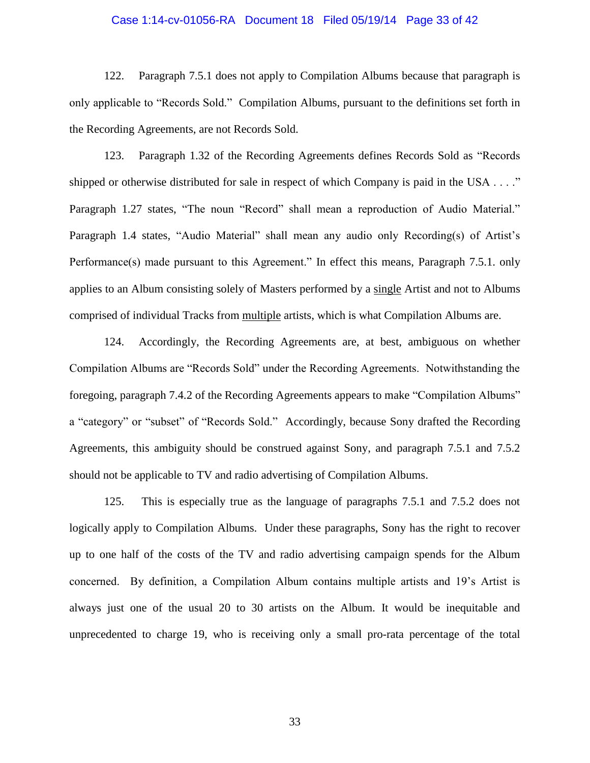122. Paragraph 7.5.1 does not apply to Compilation Albums because that paragraph is only applicable to "Records Sold." Compilation Albums, pursuant to the definitions set forth in the Recording Agreements, are not Records Sold.

123. Paragraph 1.32 of the Recording Agreements defines Records Sold as "Records shipped or otherwise distributed for sale in respect of which Company is paid in the USA . . . ." Paragraph 1.27 states, "The noun "Record" shall mean a reproduction of Audio Material." Paragraph 1.4 states, "Audio Material" shall mean any audio only Recording(s) of Artist's Performance(s) made pursuant to this Agreement." In effect this means, Paragraph 7.5.1. only applies to an Album consisting solely of Masters performed by a <u>single</u> Artist and not to Albums comprised of individual Tracks from <u>multiple</u> artists, which is what Compilation Albums are.

124. Accordingly, the Recording Agreements are, at best, ambiguous on whether Compilation Albums are "Records Sold" under the Recording Agreements. Notwithstanding the foregoing, paragraph 7.4.2 of the Recording Agreements appears to make "Compilation Albums" a "category" or "subset" of "Records Sold." Accordingly, because Sony drafted the Recording Agreements, this ambiguity should be construed against Sony, and paragraph 7.5.1 and 7.5.2 should not be applicable to TV and radio advertising of Compilation Albums.

125. This is especially true as the language of paragraphs 7.5.1 and 7.5.2 does not logically apply to Compilation Albums. Under these paragraphs, Sony has the right to recover up to one half of the costs of the TV and radio advertising campaign spends for the Album concerned. By definition, a Compilation Album contains multiple artists and 19's Artist is always just one of the usual 20 to 30 artists on the Album. It would be inequitable and unprecedented to charge 19, who is receiving only a small pro-rata percentage of the total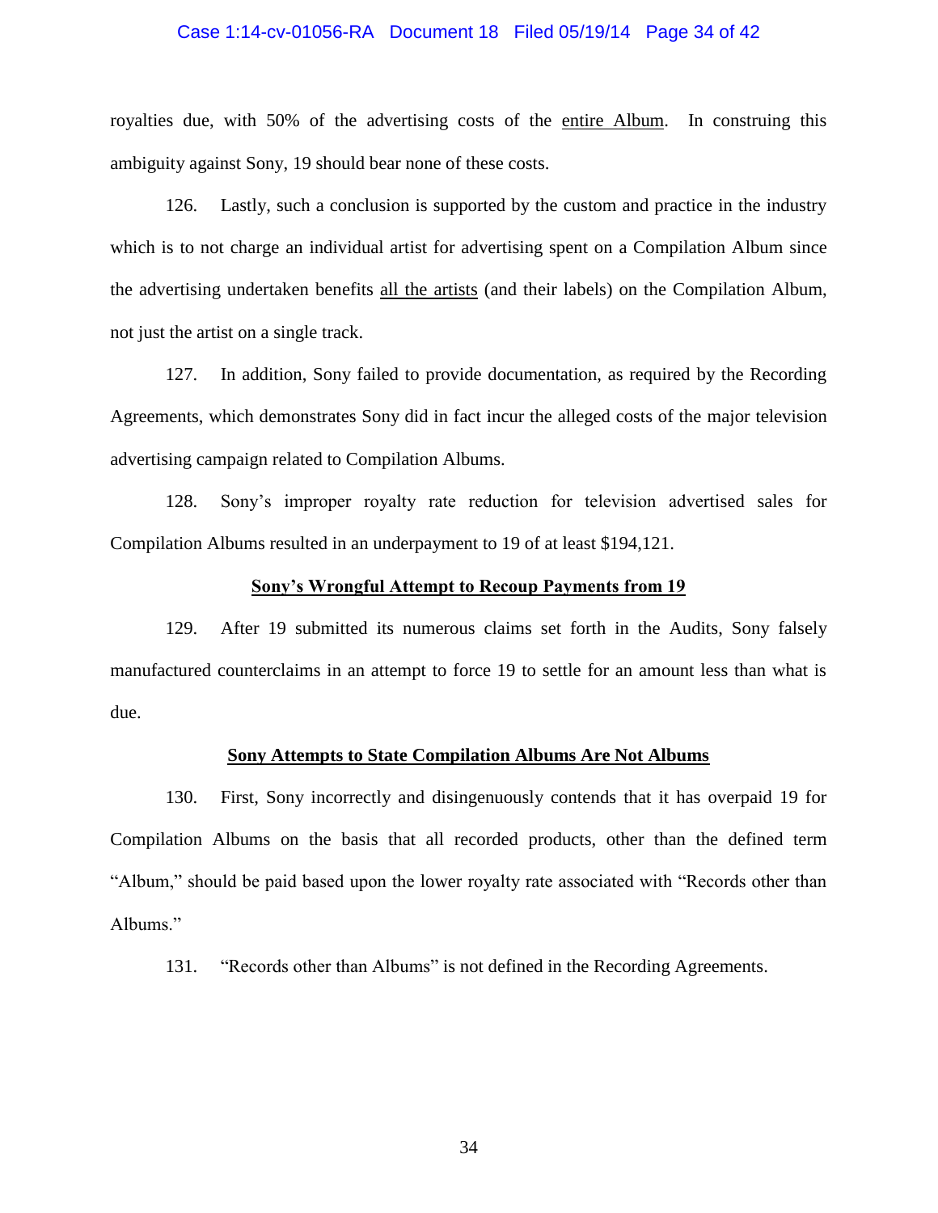royalties due, with 50% of the advertising costs of the <u>entire Album</u>. In construing this ambiguity against Sony, 19 should bear none of these costs.

126. Lastly, such a conclusion is supported by the custom and practice in the industry which is to not charge an individual artist for advertising spent on a Compilation Album since the advertising undertaken benefits <u>all the artists</u> (and their labels) on the Compilation Album, not just the artist on a single track.

127. In addition, Sony failed to provide documentation, as required by the Recording Agreements, which demonstrates Sony did in fact incur the alleged costs of the major television advertising campaign related to Compilation Albums.

128. Sony's improper royalty rate reduction for television advertised sales for Compilation Albums resulted in an underpayment to 19 of at least $194,121.

**<u>Sony's Wrongful Attempt to Recoup Payments from 19</u>**

129. After 19 submitted its numerous claims set forth in the Audits, Sony falsely manufactured counterclaims in an attempt to force 19 to settle for an amount less than what is due.

**<u>Sony Attempts to State Compilation Albums Are Not Albums</u>**

130. First, Sony incorrectly and disingenuously contends that it has overpaid 19 for Compilation Albums on the basis that all recorded products, other than the defined term "Album," should be paid based upon the lower royalty rate associated with "Records other than Albums."

131. "Records other than Albums" is not defined in the Recording Agreements.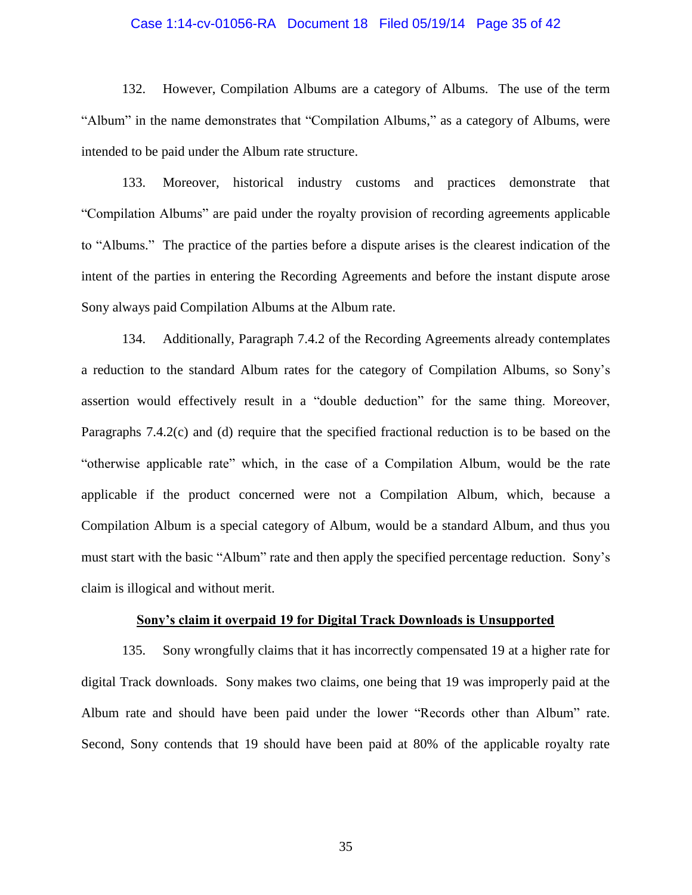132. However, Compilation Albums are a category of Albums. The use of the term "Album" in the name demonstrates that "Compilation Albums," as a category of Albums, were intended to be paid under the Album rate structure.

133. Moreover, historical industry customs and practices demonstrate that "Compilation Albums" are paid under the royalty provision of recording agreements applicable to "Albums." The practice of the parties before a dispute arises is the clearest indication of the intent of the parties in entering the Recording Agreements and before the instant dispute arose Sony always paid Compilation Albums at the Album rate.

134. Additionally, Paragraph 7.4.2 of the Recording Agreements already contemplates a reduction to the standard Album rates for the category of Compilation Albums, so Sony's assertion would effectively result in a "double deduction" for the same thing. Moreover, Paragraphs 7.4.2(c) and (d) require that the specified fractional reduction is to be based on the "otherwise applicable rate" which, in the case of a Compilation Album, would be the rate applicable if the product concerned were not a Compilation Album, which, because a Compilation Album is a special category of Album, would be a standard Album, and thus you must start with the basic "Album" rate and then apply the specified percentage reduction. Sony's claim is illogical and without merit.

**<u>Sony's claim it overpaid 19 for Digital Track Downloads is Unsupported</u>**

135. Sony wrongfully claims that it has incorrectly compensated 19 at a higher rate for digital Track downloads. Sony makes two claims, one being that 19 was improperly paid at the Album rate and should have been paid under the lower "Records other than Album" rate. Second, Sony contends that 19 should have been paid at 80% of the applicable royalty rate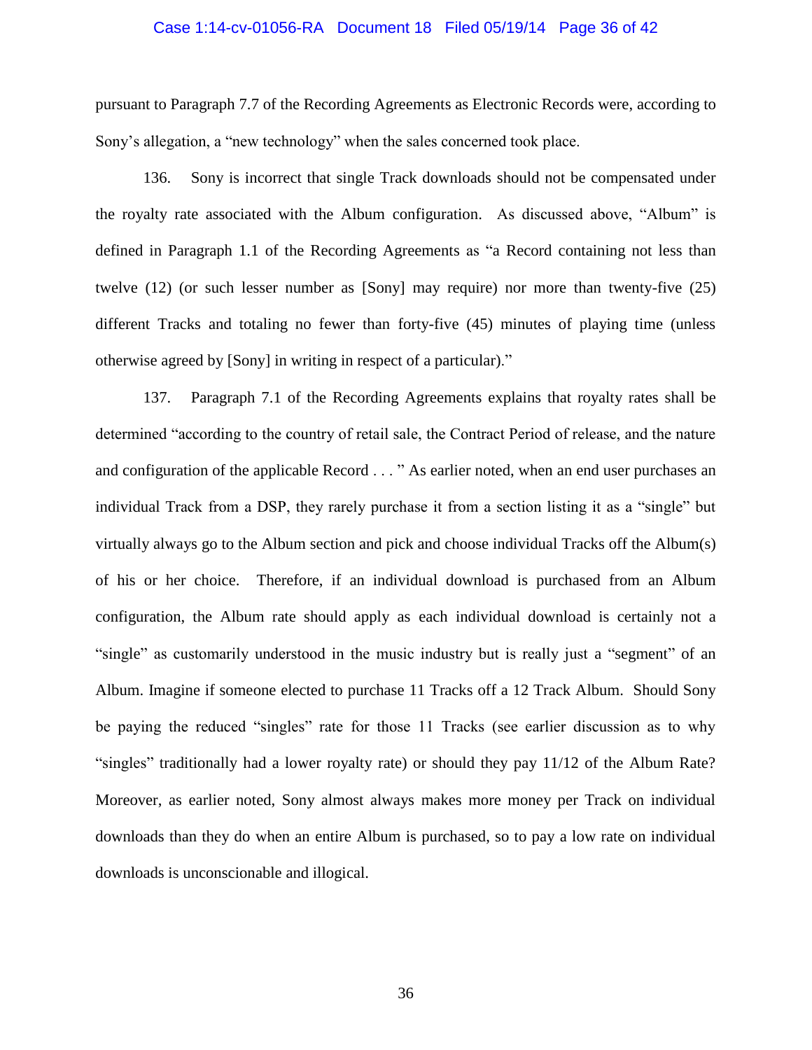pursuant to Paragraph 7.7 of the Recording Agreements as Electronic Records were, according to Sony's allegation, a "new technology" when the sales concerned took place.

136. Sony is incorrect that single Track downloads should not be compensated under the royalty rate associated with the Album configuration. As discussed above, "Album" is defined in Paragraph 1.1 of the Recording Agreements as "a Record containing not less than twelve (12) (or such lesser number as [Sony] may require) nor more than twenty-five (25) different Tracks and totaling no fewer than forty-five (45) minutes of playing time (unless otherwise agreed by [Sony] in writing in respect of a particular)."

137. Paragraph 7.1 of the Recording Agreements explains that royalty rates shall be determined "according to the country of retail sale, the Contract Period of release, and the nature and configuration of the applicable Record . . . " As earlier noted, when an end user purchases an individual Track from a DSP, they rarely purchase it from a section listing it as a "single" but virtually always go to the Album section and pick and choose individual Tracks off the Album(s) of his or her choice. Therefore, if an individual download is purchased from an Album configuration, the Album rate should apply as each individual download is certainly not a "single" as customarily understood in the music industry but is really just a "segment" of an Album. Imagine if someone elected to purchase 11 Tracks off a 12 Track Album. Should Sony be paying the reduced "singles" rate for those 11 Tracks (see earlier discussion as to why "singles" traditionally had a lower royalty rate) or should they pay 11/12 of the Album Rate? Moreover, as earlier noted, Sony almost always makes more money per Track on individual downloads than they do when an entire Album is purchased, so to pay a low rate on individual downloads is unconscionable and illogical.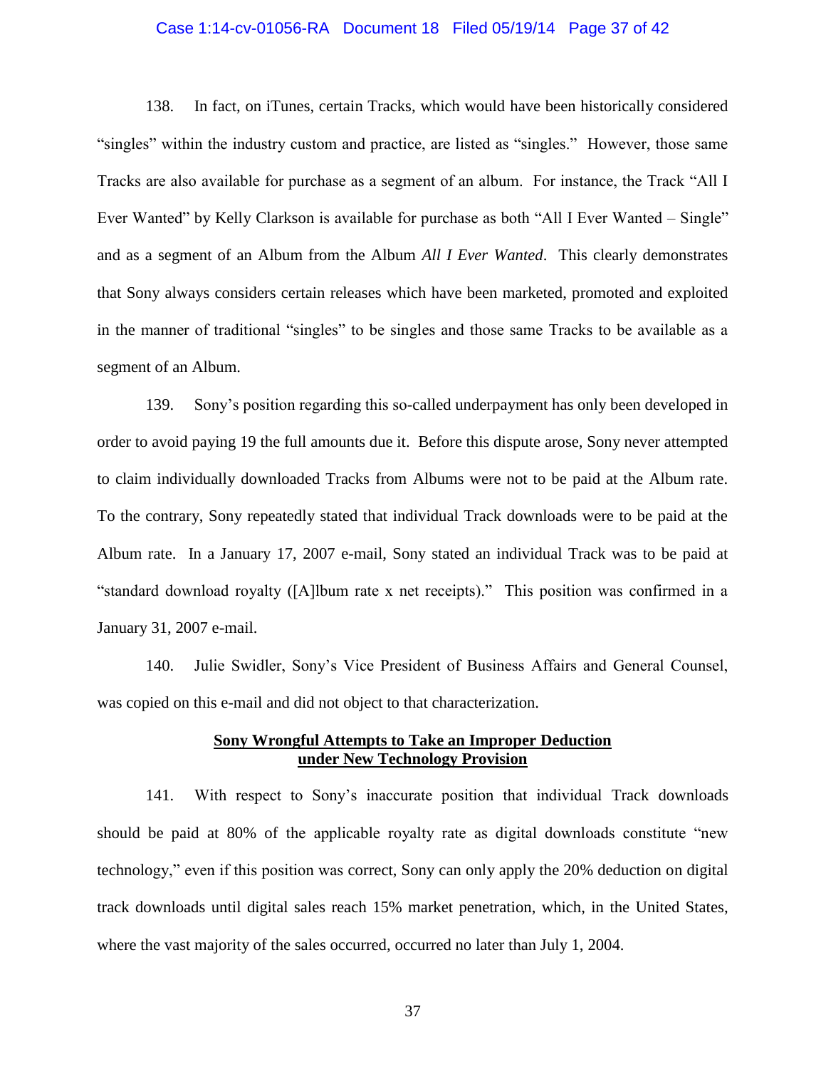138. In fact, on iTunes, certain Tracks, which would have been historically considered "singles" within the industry custom and practice, are listed as "singles." However, those same Tracks are also available for purchase as a segment of an album. For instance, the Track "All I Ever Wanted" by Kelly Clarkson is available for purchase as both "All I Ever Wanted – Single" and as a segment of an Album from the Album *All I Ever Wanted*. This clearly demonstrates that Sony always considers certain releases which have been marketed, promoted and exploited in the manner of traditional "singles" to be singles and those same Tracks to be available as a segment of an Album.

139. Sony's position regarding this so-called underpayment has only been developed in order to avoid paying 19 the full amounts due it. Before this dispute arose, Sony never attempted to claim individually downloaded Tracks from Albums were not to be paid at the Album rate. To the contrary, Sony repeatedly stated that individual Track downloads were to be paid at the Album rate. In a January 17, 2007 e-mail, Sony stated an individual Track was to be paid at "standard download royalty ([A]lbum rate x net receipts)." This position was confirmed in a January 31, 2007 e-mail.

140. Julie Swidler, Sony's Vice President of Business Affairs and General Counsel, was copied on this e-mail and did not object to that characterization.

**Sony Wrongful Attempts to Take an Improper Deduction under New Technology Provision**

141. With respect to Sony's inaccurate position that individual Track downloads should be paid at 80% of the applicable royalty rate as digital downloads constitute "new technology," even if this position was correct, Sony can only apply the 20% deduction on digital track downloads until digital sales reach 15% market penetration, which, in the United States, where the vast majority of the sales occurred, occurred no later than July 1, 2004.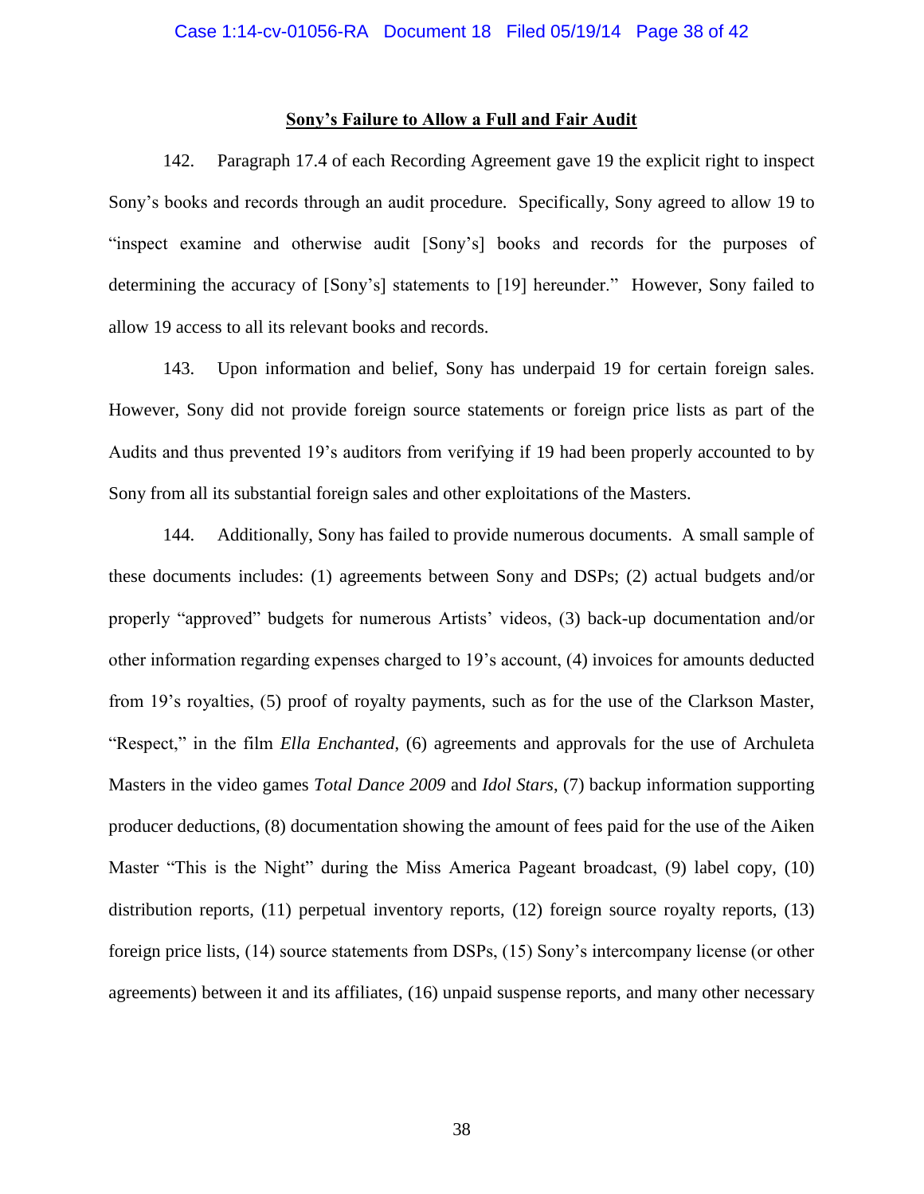**Sony's Failure to Allow a Full and Fair Audit**

142. Paragraph 17.4 of each Recording Agreement gave 19 the explicit right to inspect Sony's books and records through an audit procedure. Specifically, Sony agreed to allow 19 to "inspect examine and otherwise audit [Sony's] books and records for the purposes of determining the accuracy of [Sony's] statements to [19] hereunder." However, Sony failed to allow 19 access to all its relevant books and records.

143. Upon information and belief, Sony has underpaid 19 for certain foreign sales. However, Sony did not provide foreign source statements or foreign price lists as part of the Audits and thus prevented 19's auditors from verifying if 19 had been properly accounted to by Sony from all its substantial foreign sales and other exploitations of the Masters.

144. Additionally, Sony has failed to provide numerous documents. A small sample of these documents includes: (1) agreements between Sony and DSPs; (2) actual budgets and/or properly "approved" budgets for numerous Artists' videos, (3) back-up documentation and/or other information regarding expenses charged to 19's account, (4) invoices for amounts deducted from 19's royalties, (5) proof of royalty payments, such as for the use of the Clarkson Master, "Respect," in the film *Ella Enchanted*, (6) agreements and approvals for the use of Archuleta Masters in the video games *Total Dance 2009* and *Idol Stars*, (7) backup information supporting producer deductions, (8) documentation showing the amount of fees paid for the use of the Aiken Master "This is the Night" during the Miss America Pageant broadcast, (9) label copy, (10) distribution reports, (11) perpetual inventory reports, (12) foreign source royalty reports, (13) foreign price lists, (14) source statements from DSPs, (15) Sony's intercompany license (or other agreements) between it and its affiliates, (16) unpaid suspense reports, and many other necessary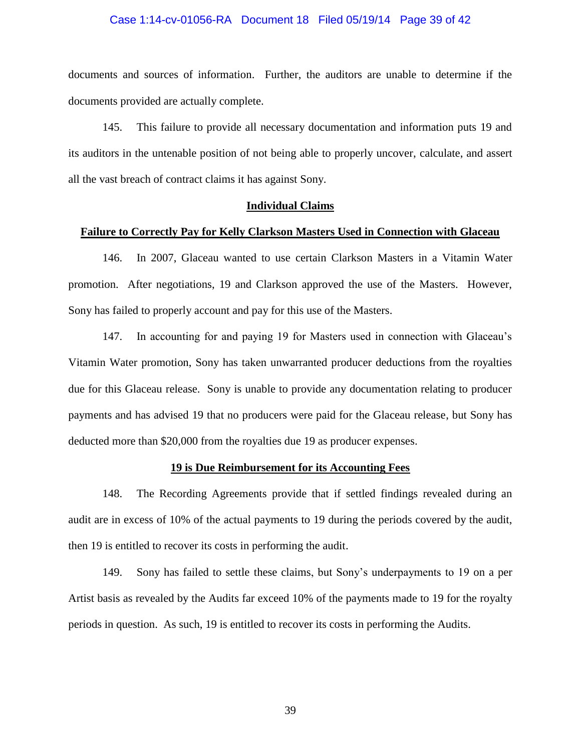documents and sources of information. Further, the auditors are unable to determine if the documents provided are actually complete.

145. This failure to provide all necessary documentation and information puts 19 and its auditors in the untenable position of not being able to properly uncover, calculate, and assert all the vast breach of contract claims it has against Sony.

**Individual Claims**

**Failure to Correctly Pay for Kelly Clarkson Masters Used in Connection with Glaceau**

146. In 2007, Glaceau wanted to use certain Clarkson Masters in a Vitamin Water promotion. After negotiations, 19 and Clarkson approved the use of the Masters. However, Sony has failed to properly account and pay for this use of the Masters.

147. In accounting for and paying 19 for Masters used in connection with Glaceau's Vitamin Water promotion, Sony has taken unwarranted producer deductions from the royalties due for this Glaceau release. Sony is unable to provide any documentation relating to producer payments and has advised 19 that no producers were paid for the Glaceau release, but Sony has deducted more than $20,000 from the royalties due 19 as producer expenses.

**19 is Due Reimbursement for its Accounting Fees**

148. The Recording Agreements provide that if settled findings revealed during an audit are in excess of 10% of the actual payments to 19 during the periods covered by the audit, then 19 is entitled to recover its costs in performing the audit.

149. Sony has failed to settle these claims, but Sony's underpayments to 19 on a per Artist basis as revealed by the Audits far exceed 10% of the payments made to 19 for the royalty periods in question. As such, 19 is entitled to recover its costs in performing the Audits.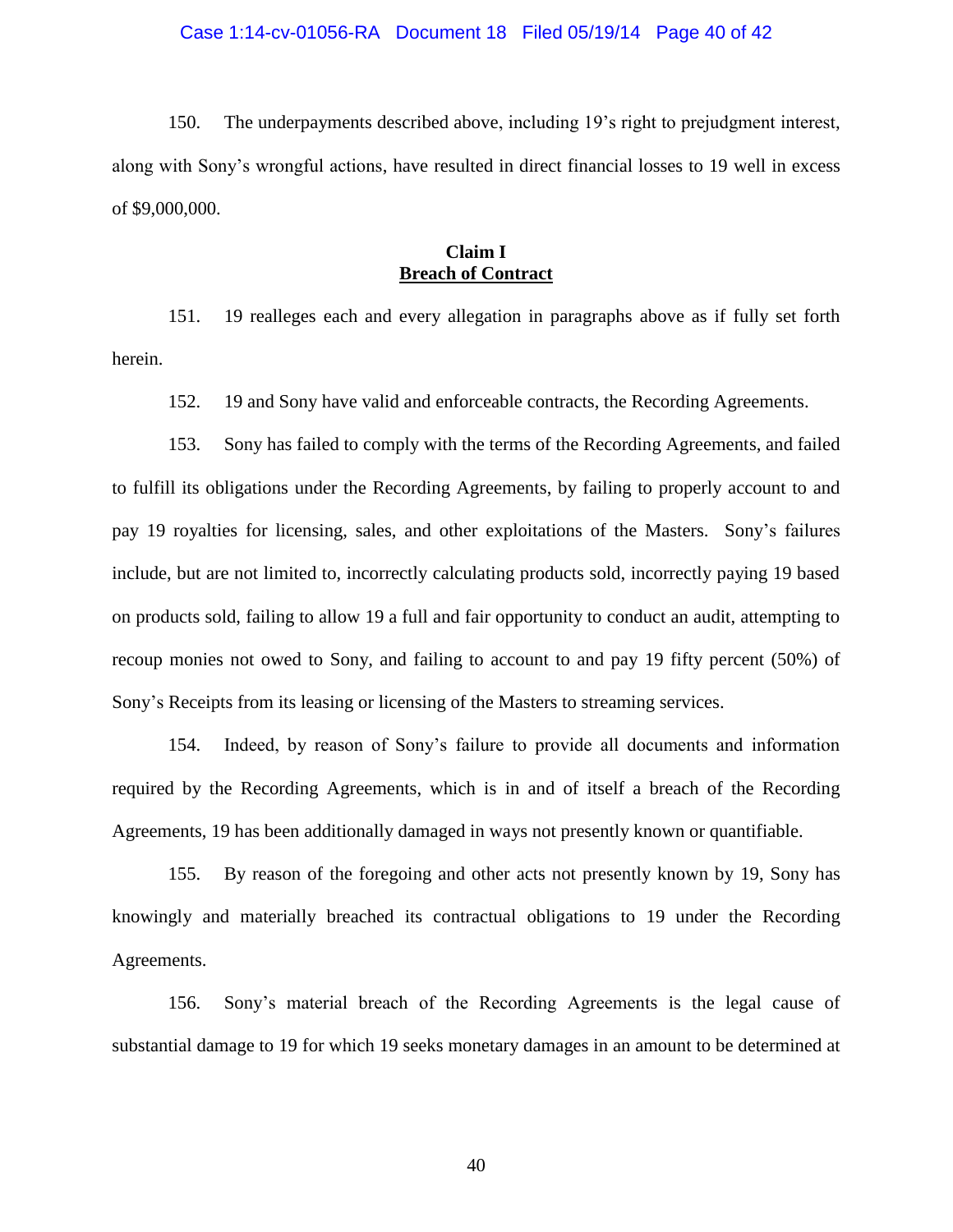150. The underpayments described above, including 19's right to prejudgment interest, along with Sony's wrongful actions, have resulted in direct financial losses to 19 well in excess of $9,000,000.

**Claim I**
**<u>Breach of Contract</u>**

151. 19 realleges each and every allegation in paragraphs above as if fully set forth herein.

152. 19 and Sony have valid and enforceable contracts, the Recording Agreements.

153. Sony has failed to comply with the terms of the Recording Agreements, and failed to fulfill its obligations under the Recording Agreements, by failing to properly account to and pay 19 royalties for licensing, sales, and other exploitations of the Masters. Sony's failures include, but are not limited to, incorrectly calculating products sold, incorrectly paying 19 based on products sold, failing to allow 19 a full and fair opportunity to conduct an audit, attempting to recoup monies not owed to Sony, and failing to account to and pay 19 fifty percent (50%) of Sony's Receipts from its leasing or licensing of the Masters to streaming services.

154. Indeed, by reason of Sony's failure to provide all documents and information required by the Recording Agreements, which is in and of itself a breach of the Recording Agreements, 19 has been additionally damaged in ways not presently known or quantifiable.

155. By reason of the foregoing and other acts not presently known by 19, Sony has knowingly and materially breached its contractual obligations to 19 under the Recording Agreements.

156. Sony's material breach of the Recording Agreements is the legal cause of substantial damage to 19 for which 19 seeks monetary damages in an amount to be determined at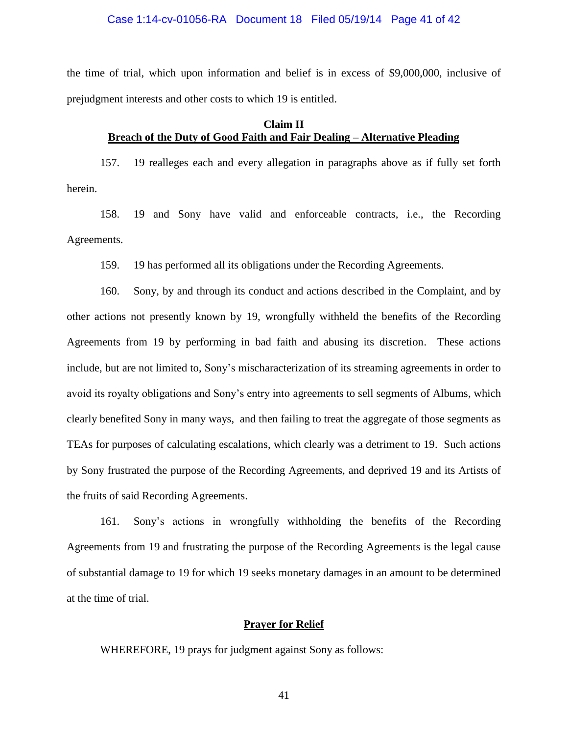the time of trial, which upon information and belief is in excess of $9,000,000, inclusive of prejudgment interests and other costs to which 19 is entitled.

**Claim II**
**Breach of the Duty of Good Faith and Fair Dealing – Alternative Pleading**

157. 19 realleges each and every allegation in paragraphs above as if fully set forth herein.

158. 19 and Sony have valid and enforceable contracts, i.e., the Recording Agreements.

159. 19 has performed all its obligations under the Recording Agreements.

160. Sony, by and through its conduct and actions described in the Complaint, and by other actions not presently known by 19, wrongfully withheld the benefits of the Recording Agreements from 19 by performing in bad faith and abusing its discretion. These actions include, but are not limited to, Sony's mischaracterization of its streaming agreements in order to avoid its royalty obligations and Sony's entry into agreements to sell segments of Albums, which clearly benefited Sony in many ways, and then failing to treat the aggregate of those segments as TEAs for purposes of calculating escalations, which clearly was a detriment to 19. Such actions by Sony frustrated the purpose of the Recording Agreements, and deprived 19 and its Artists of the fruits of said Recording Agreements.

161. Sony's actions in wrongfully withholding the benefits of the Recording Agreements from 19 and frustrating the purpose of the Recording Agreements is the legal cause of substantial damage to 19 for which 19 seeks monetary damages in an amount to be determined at the time of trial.

**Prayer for Relief**

WHEREFORE, 19 prays for judgment against Sony as follows: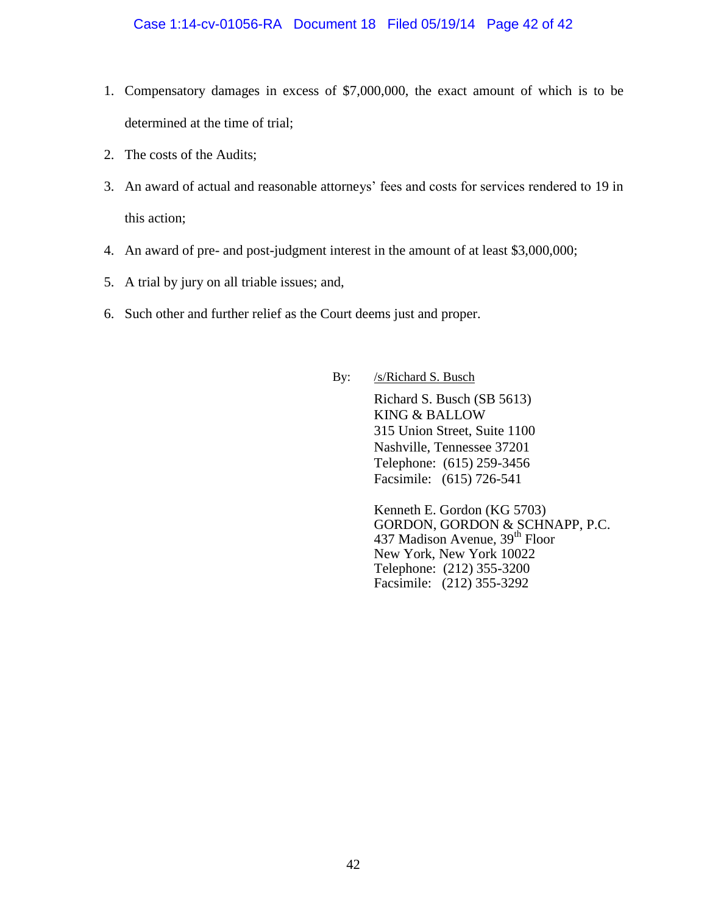1. Compensatory damages in excess of $7,000,000, the exact amount of which is to be determined at the time of trial;
2. The costs of the Audits;
3. An award of actual and reasonable attorneys' fees and costs for services rendered to 19 in this action;
4. An award of pre- and post-judgment interest in the amount of at least $3,000,000;
5. A trial by jury on all triable issues; and,
6. Such other and further relief as the Court deems just and proper.

By: /s/Richard S. Busch

Richard S. Busch (SB 5613)
KING & BALLOW
315 Union Street, Suite 1100
Nashville, Tennessee 37201
Telephone: (615) 259-3456
Facsimile: (615) 726-541

Kenneth E. Gordon (KG 5703)
GORDON, GORDON & SCHNAPP, P.C.
437 Madison Avenue, 39th Floor
New York, New York 10022
Telephone: (212) 355-3200
Facsimile: (212) 355-3292